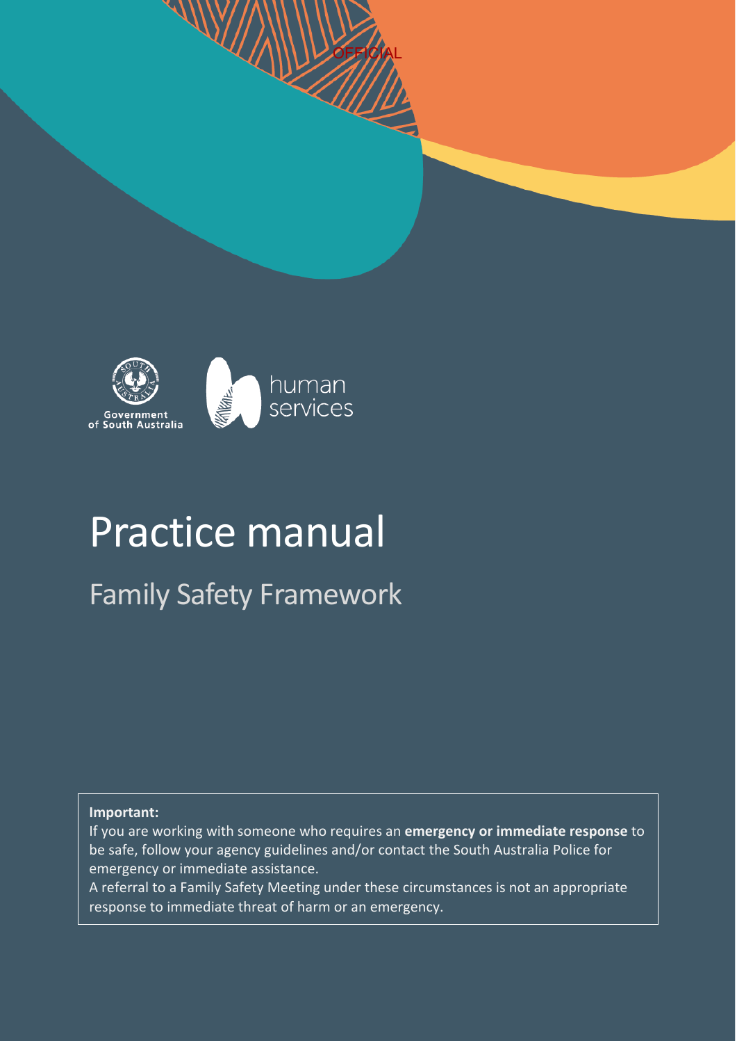OFFICIAL

Government of South Australia

human services

# Practice manual

## Family Safety Framework

**Important:**

If you are working with someone who requires an **emergency or immediate response** to be safe, follow your agency guidelines and/or contact the South Australia Police for emergency or immediate assistance.

A referral to a Family Safety Meeting under these circumstances is not an appropriate response to immediate threat of harm or an emergency.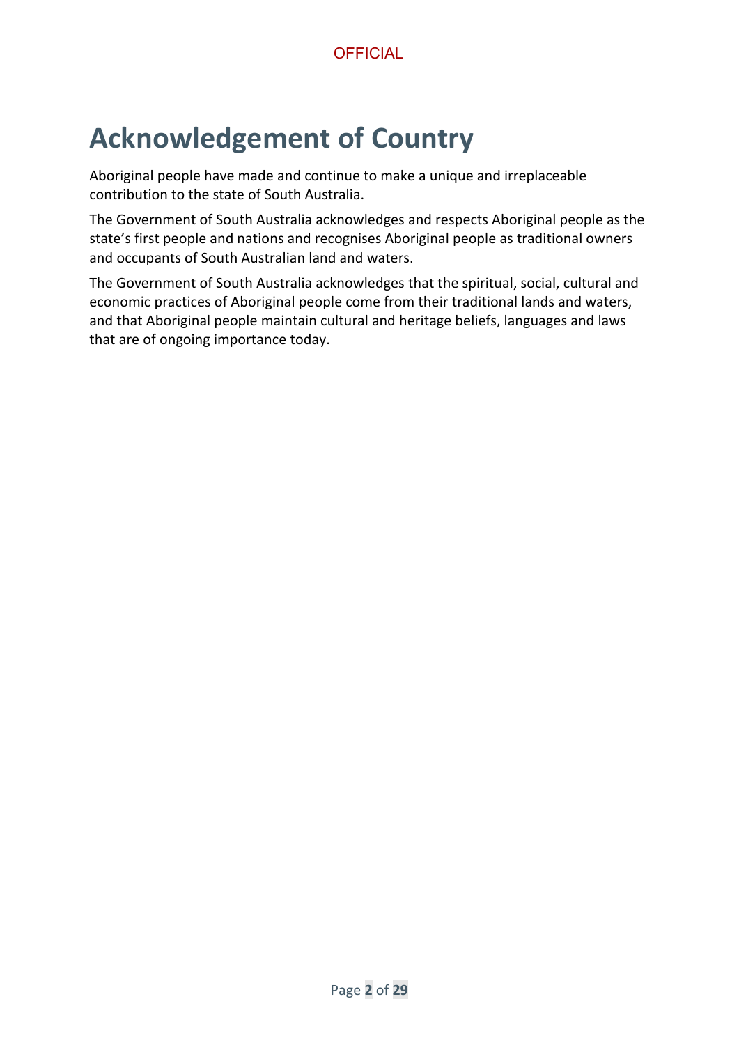# Acknowledgement of Country

Aboriginal people have made and continue to make a unique and irreplaceable contribution to the state of South Australia.

The Government of South Australia acknowledges and respects Aboriginal people as the state's first people and nations and recognises Aboriginal people as traditional owners and occupants of South Australian land and waters.

The Government of South Australia acknowledges that the spiritual, social, cultural and economic practices of Aboriginal people come from their traditional lands and waters, and that Aboriginal people maintain cultural and heritage beliefs, languages and laws that are of ongoing importance today.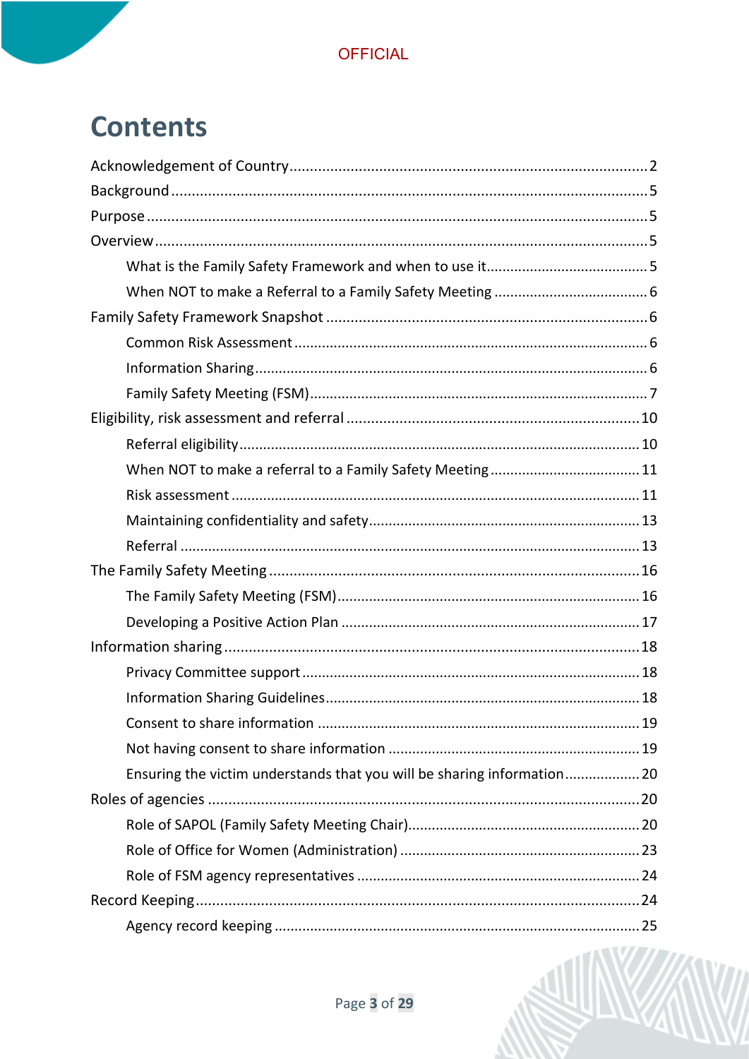# Contents

Acknowledgement of Country ........................................................................................ 2

Background ........................................................................................................................ 5

Purpose .............................................................................................................................. 5

Overview ............................................................................................................................ 5

- What is the Family Safety Framework and when to use it ......................................... 5
- When NOT to make a Referral to a Family Safety Meeting ....................................... 6

Family Safety Framework Snapshot ................................................................................. 6

- Common Risk Assessment ......................................................................................... 6
- Information Sharing .................................................................................................... 6
- Family Safety Meeting (FSM) ..................................................................................... 7

Eligibility, risk assessment and referral .......................................................................... 10

- Referral eligibility ...................................................................................................... 10
- When NOT to make a referral to a Family Safety Meeting ....................................... 11
- Risk assessment ....................................................................................................... 11
- Maintaining confidentiality and safety ....................................................................... 13
- Referral ..................................................................................................................... 13

The Family Safety Meeting ............................................................................................. 16

- The Family Safety Meeting (FSM) ............................................................................ 16
- Developing a Positive Action Plan ............................................................................ 17

Information sharing ......................................................................................................... 18

- Privacy Committee support ....................................................................................... 18
- Information Sharing Guidelines ................................................................................. 18
- Consent to share information ................................................................................... 19
- Not having consent to share information .................................................................. 19
- Ensuring the victim understands that you will be sharing information ..................... 20

Roles of agencies ........................................................................................................... 20

- Role of SAPOL (Family Safety Meeting Chair) .......................................................... 20
- Role of Office for Women (Administration) ............................................................... 23
- Role of FSM agency representatives ........................................................................ 24

Record Keeping .............................................................................................................. 24

- Agency record keeping ............................................................................................. 25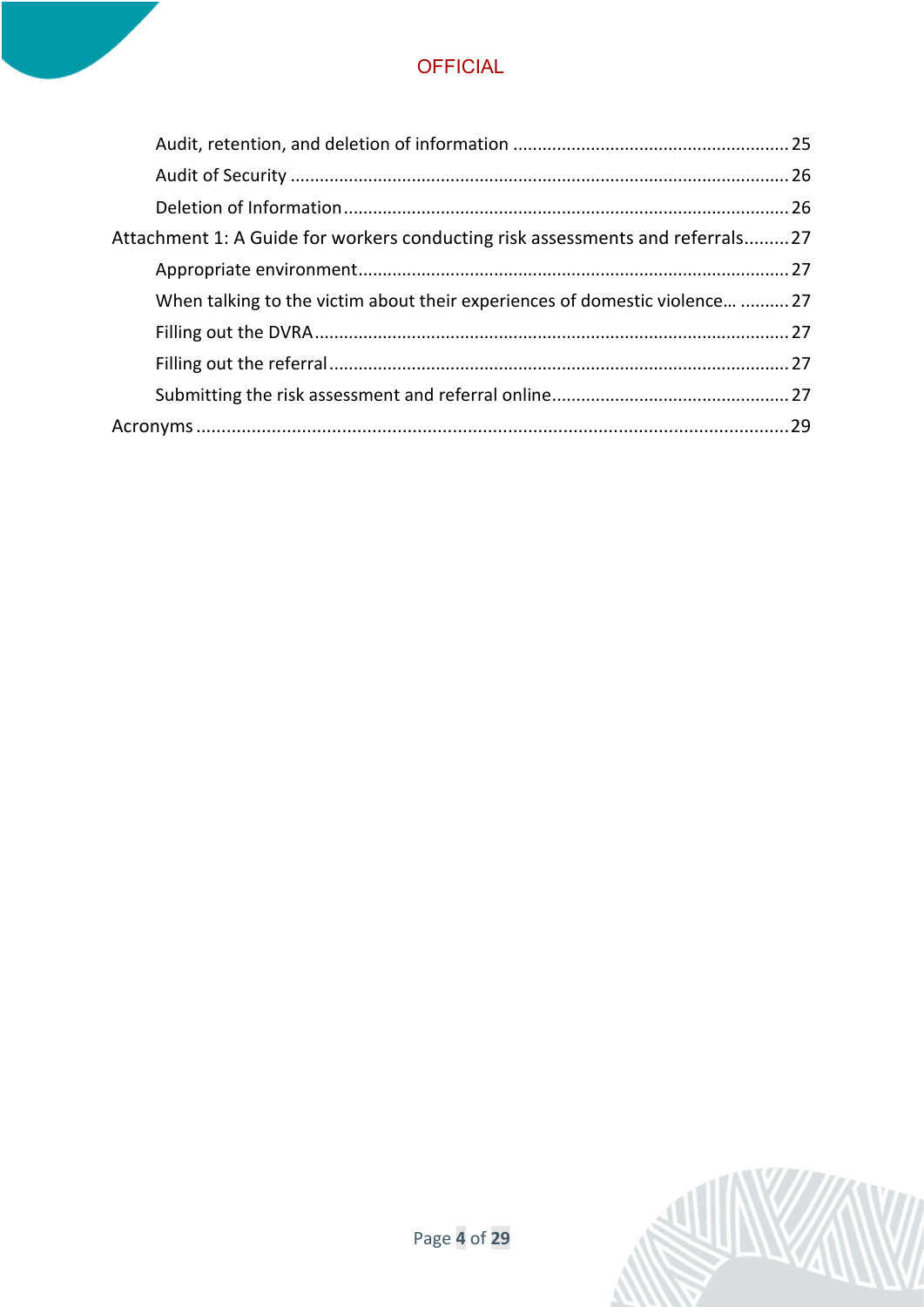- Audit, retention, and deletion of information ........ 25
- Audit of Security ........ 26
- Deletion of Information ........ 26

Attachment 1: A Guide for workers conducting risk assessments and referrals ........ 27

- Appropriate environment ........ 27
- When talking to the victim about their experiences of domestic violence… ........ 27
- Filling out the DVRA ........ 27
- Filling out the referral ........ 27
- Submitting the risk assessment and referral online ........ 27

Acronyms ........ 29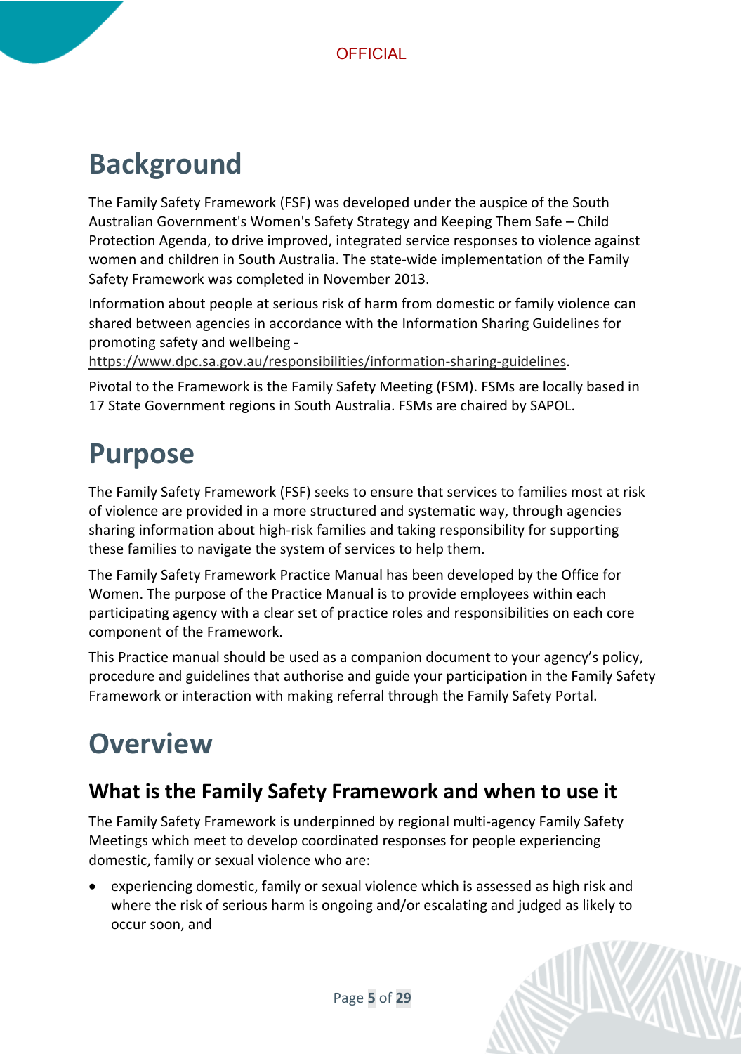# Background

The Family Safety Framework (FSF) was developed under the auspice of the South Australian Government's Women's Safety Strategy and Keeping Them Safe – Child Protection Agenda, to drive improved, integrated service responses to violence against women and children in South Australia. The state-wide implementation of the Family Safety Framework was completed in November 2013.

Information about people at serious risk of harm from domestic or family violence can shared between agencies in accordance with the Information Sharing Guidelines for promoting safety and wellbeing - https://www.dpc.sa.gov.au/responsibilities/information-sharing-guidelines.

Pivotal to the Framework is the Family Safety Meeting (FSM). FSMs are locally based in 17 State Government regions in South Australia. FSMs are chaired by SAPOL.

# Purpose

The Family Safety Framework (FSF) seeks to ensure that services to families most at risk of violence are provided in a more structured and systematic way, through agencies sharing information about high-risk families and taking responsibility for supporting these families to navigate the system of services to help them.

The Family Safety Framework Practice Manual has been developed by the Office for Women. The purpose of the Practice Manual is to provide employees within each participating agency with a clear set of practice roles and responsibilities on each core component of the Framework.

This Practice manual should be used as a companion document to your agency's policy, procedure and guidelines that authorise and guide your participation in the Family Safety Framework or interaction with making referral through the Family Safety Portal.

# Overview

## What is the Family Safety Framework and when to use it

The Family Safety Framework is underpinned by regional multi-agency Family Safety Meetings which meet to develop coordinated responses for people experiencing domestic, family or sexual violence who are:

- experiencing domestic, family or sexual violence which is assessed as high risk and where the risk of serious harm is ongoing and/or escalating and judged as likely to occur soon, and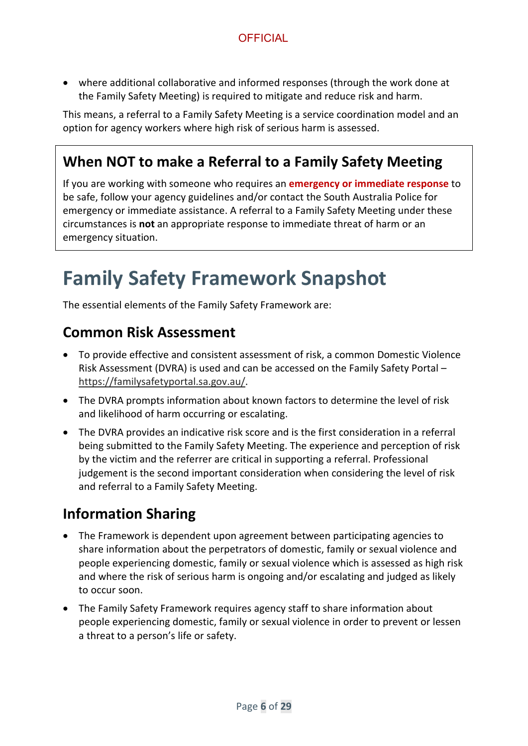- where additional collaborative and informed responses (through the work done at the Family Safety Meeting) is required to mitigate and reduce risk and harm.

This means, a referral to a Family Safety Meeting is a service coordination model and an option for agency workers where high risk of serious harm is assessed.

## When NOT to make a Referral to a Family Safety Meeting

If you are working with someone who requires an **emergency or immediate response** to be safe, follow your agency guidelines and/or contact the South Australia Police for emergency or immediate assistance. A referral to a Family Safety Meeting under these circumstances is **not** an appropriate response to immediate threat of harm or an emergency situation.

# Family Safety Framework Snapshot

The essential elements of the Family Safety Framework are:

## Common Risk Assessment

- To provide effective and consistent assessment of risk, a common Domestic Violence Risk Assessment (DVRA) is used and can be accessed on the Family Safety Portal – https://familysafetyportal.sa.gov.au/.
- The DVRA prompts information about known factors to determine the level of risk and likelihood of harm occurring or escalating.
- The DVRA provides an indicative risk score and is the first consideration in a referral being submitted to the Family Safety Meeting. The experience and perception of risk by the victim and the referrer are critical in supporting a referral. Professional judgement is the second important consideration when considering the level of risk and referral to a Family Safety Meeting.

## Information Sharing

- The Framework is dependent upon agreement between participating agencies to share information about the perpetrators of domestic, family or sexual violence and people experiencing domestic, family or sexual violence which is assessed as high risk and where the risk of serious harm is ongoing and/or escalating and judged as likely to occur soon.
- The Family Safety Framework requires agency staff to share information about people experiencing domestic, family or sexual violence in order to prevent or lessen a threat to a person's life or safety.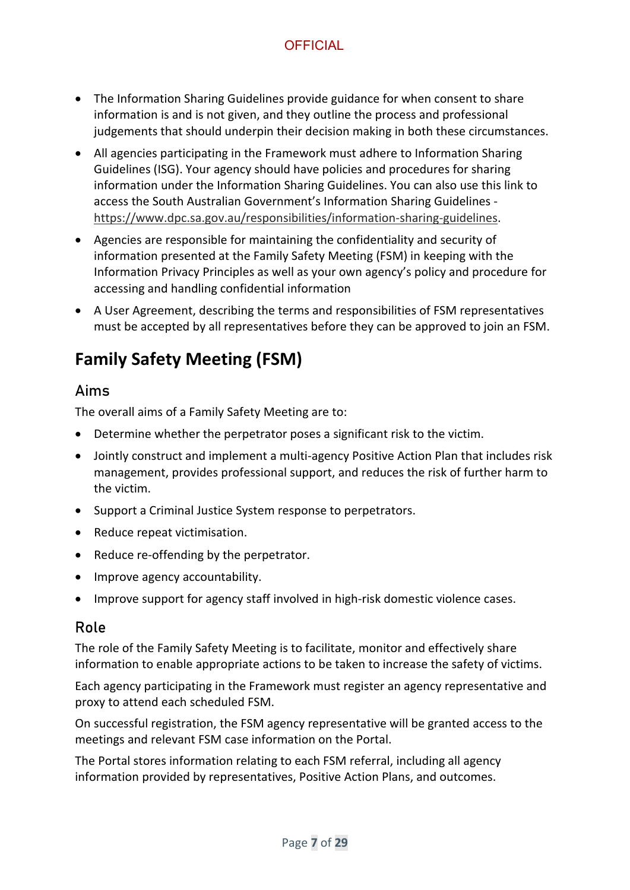- The Information Sharing Guidelines provide guidance for when consent to share information is and is not given, and they outline the process and professional judgements that should underpin their decision making in both these circumstances.
- All agencies participating in the Framework must adhere to Information Sharing Guidelines (ISG). Your agency should have policies and procedures for sharing information under the Information Sharing Guidelines. You can also use this link to access the South Australian Government's Information Sharing Guidelines - https://www.dpc.sa.gov.au/responsibilities/information-sharing-guidelines.
- Agencies are responsible for maintaining the confidentiality and security of information presented at the Family Safety Meeting (FSM) in keeping with the Information Privacy Principles as well as your own agency's policy and procedure for accessing and handling confidential information
- A User Agreement, describing the terms and responsibilities of FSM representatives must be accepted by all representatives before they can be approved to join an FSM.

# Family Safety Meeting (FSM)

## Aims

The overall aims of a Family Safety Meeting are to:

- Determine whether the perpetrator poses a significant risk to the victim.
- Jointly construct and implement a multi-agency Positive Action Plan that includes risk management, provides professional support, and reduces the risk of further harm to the victim.
- Support a Criminal Justice System response to perpetrators.
- Reduce repeat victimisation.
- Reduce re-offending by the perpetrator.
- Improve agency accountability.
- Improve support for agency staff involved in high-risk domestic violence cases.

## Role

The role of the Family Safety Meeting is to facilitate, monitor and effectively share information to enable appropriate actions to be taken to increase the safety of victims.

Each agency participating in the Framework must register an agency representative and proxy to attend each scheduled FSM.

On successful registration, the FSM agency representative will be granted access to the meetings and relevant FSM case information on the Portal.

The Portal stores information relating to each FSM referral, including all agency information provided by representatives, Positive Action Plans, and outcomes.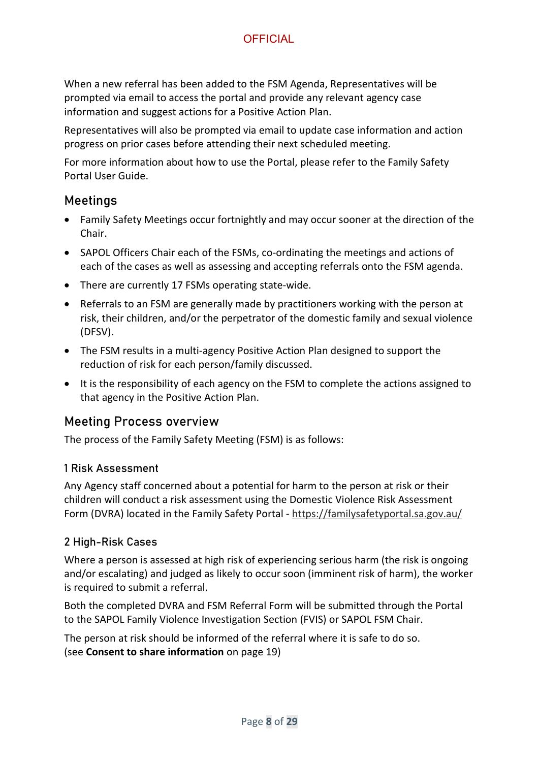When a new referral has been added to the FSM Agenda, Representatives will be prompted via email to access the portal and provide any relevant agency case information and suggest actions for a Positive Action Plan.

Representatives will also be prompted via email to update case information and action progress on prior cases before attending their next scheduled meeting.

For more information about how to use the Portal, please refer to the Family Safety Portal User Guide.

## Meetings

- Family Safety Meetings occur fortnightly and may occur sooner at the direction of the Chair.
- SAPOL Officers Chair each of the FSMs, co-ordinating the meetings and actions of each of the cases as well as assessing and accepting referrals onto the FSM agenda.
- There are currently 17 FSMs operating state-wide.
- Referrals to an FSM are generally made by practitioners working with the person at risk, their children, and/or the perpetrator of the domestic family and sexual violence (DFSV).
- The FSM results in a multi-agency Positive Action Plan designed to support the reduction of risk for each person/family discussed.
- It is the responsibility of each agency on the FSM to complete the actions assigned to that agency in the Positive Action Plan.

## Meeting Process overview

The process of the Family Safety Meeting (FSM) is as follows:

### 1 Risk Assessment

Any Agency staff concerned about a potential for harm to the person at risk or their children will conduct a risk assessment using the Domestic Violence Risk Assessment Form (DVRA) located in the Family Safety Portal - https://familysafetyportal.sa.gov.au/

### 2 High-Risk Cases

Where a person is assessed at high risk of experiencing serious harm (the risk is ongoing and/or escalating) and judged as likely to occur soon (imminent risk of harm), the worker is required to submit a referral.

Both the completed DVRA and FSM Referral Form will be submitted through the Portal to the SAPOL Family Violence Investigation Section (FVIS) or SAPOL FSM Chair.

The person at risk should be informed of the referral where it is safe to do so.
(see **Consent to share information** on page 19)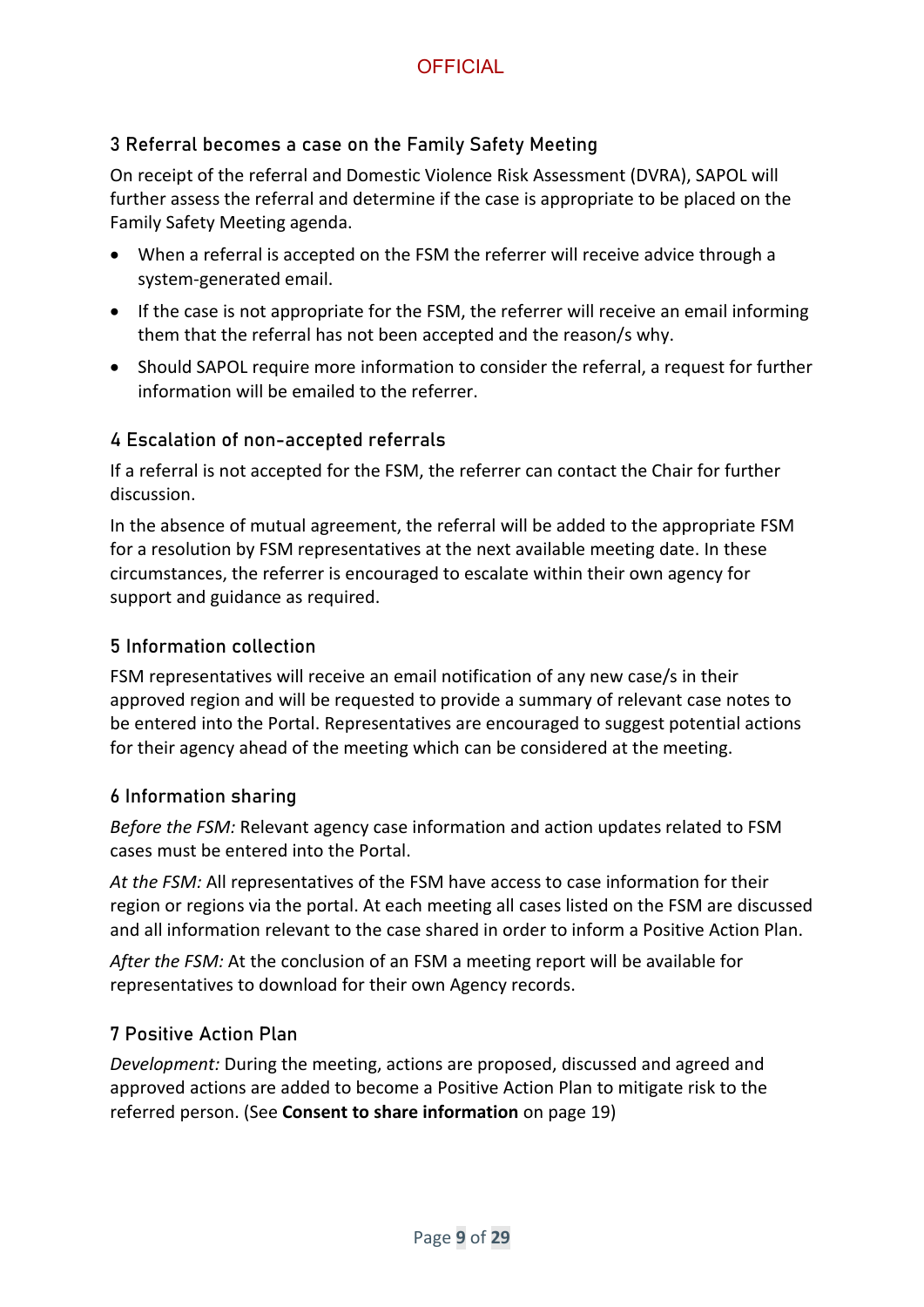## 3 Referral becomes a case on the Family Safety Meeting

On receipt of the referral and Domestic Violence Risk Assessment (DVRA), SAPOL will further assess the referral and determine if the case is appropriate to be placed on the Family Safety Meeting agenda.

- When a referral is accepted on the FSM the referrer will receive advice through a system-generated email.
- If the case is not appropriate for the FSM, the referrer will receive an email informing them that the referral has not been accepted and the reason/s why.
- Should SAPOL require more information to consider the referral, a request for further information will be emailed to the referrer.

## 4 Escalation of non-accepted referrals

If a referral is not accepted for the FSM, the referrer can contact the Chair for further discussion.

In the absence of mutual agreement, the referral will be added to the appropriate FSM for a resolution by FSM representatives at the next available meeting date. In these circumstances, the referrer is encouraged to escalate within their own agency for support and guidance as required.

## 5 Information collection

FSM representatives will receive an email notification of any new case/s in their approved region and will be requested to provide a summary of relevant case notes to be entered into the Portal. Representatives are encouraged to suggest potential actions for their agency ahead of the meeting which can be considered at the meeting.

## 6 Information sharing

*Before the FSM:* Relevant agency case information and action updates related to FSM cases must be entered into the Portal.

*At the FSM:* All representatives of the FSM have access to case information for their region or regions via the portal. At each meeting all cases listed on the FSM are discussed and all information relevant to the case shared in order to inform a Positive Action Plan.

*After the FSM:* At the conclusion of an FSM a meeting report will be available for representatives to download for their own Agency records.

## 7 Positive Action Plan

*Development:* During the meeting, actions are proposed, discussed and agreed and approved actions are added to become a Positive Action Plan to mitigate risk to the referred person. (See **Consent to share information** on page 19)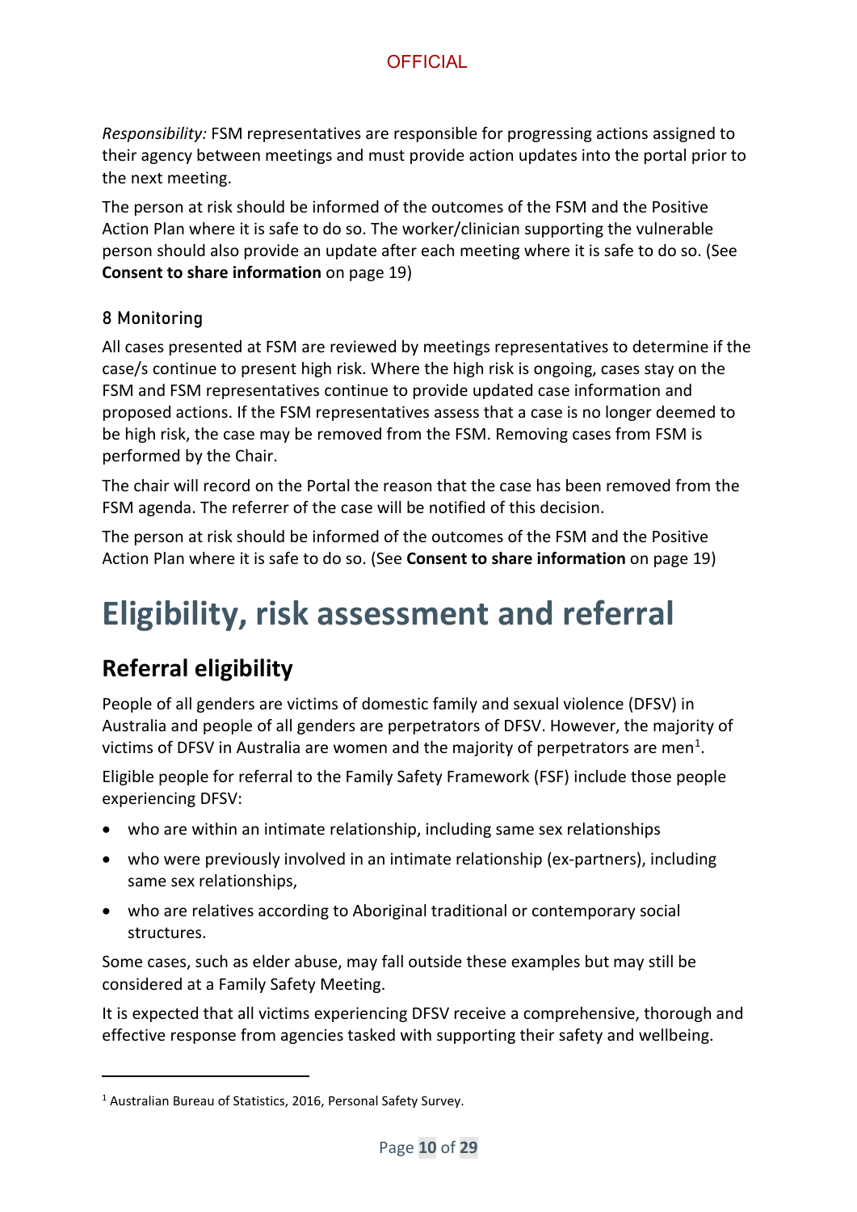*Responsibility:* FSM representatives are responsible for progressing actions assigned to their agency between meetings and must provide action updates into the portal prior to the next meeting.

The person at risk should be informed of the outcomes of the FSM and the Positive Action Plan where it is safe to do so. The worker/clinician supporting the vulnerable person should also provide an update after each meeting where it is safe to do so. (See **Consent to share information** on page 19)

### 8 Monitoring

All cases presented at FSM are reviewed by meetings representatives to determine if the case/s continue to present high risk. Where the high risk is ongoing, cases stay on the FSM and FSM representatives continue to provide updated case information and proposed actions. If the FSM representatives assess that a case is no longer deemed to be high risk, the case may be removed from the FSM. Removing cases from FSM is performed by the Chair.

The chair will record on the Portal the reason that the case has been removed from the FSM agenda. The referrer of the case will be notified of this decision.

The person at risk should be informed of the outcomes of the FSM and the Positive Action Plan where it is safe to do so. (See **Consent to share information** on page 19)

# Eligibility, risk assessment and referral

## Referral eligibility

People of all genders are victims of domestic family and sexual violence (DFSV) in Australia and people of all genders are perpetrators of DFSV. However, the majority of victims of DFSV in Australia are women and the majority of perpetrators are men[1].

Eligible people for referral to the Family Safety Framework (FSF) include those people experiencing DFSV:

- who are within an intimate relationship, including same sex relationships
- who were previously involved in an intimate relationship (ex-partners), including same sex relationships,
- who are relatives according to Aboriginal traditional or contemporary social structures.

Some cases, such as elder abuse, may fall outside these examples but may still be considered at a Family Safety Meeting.

It is expected that all victims experiencing DFSV receive a comprehensive, thorough and effective response from agencies tasked with supporting their safety and wellbeing.

---

[1] Australian Bureau of Statistics, 2016, Personal Safety Survey.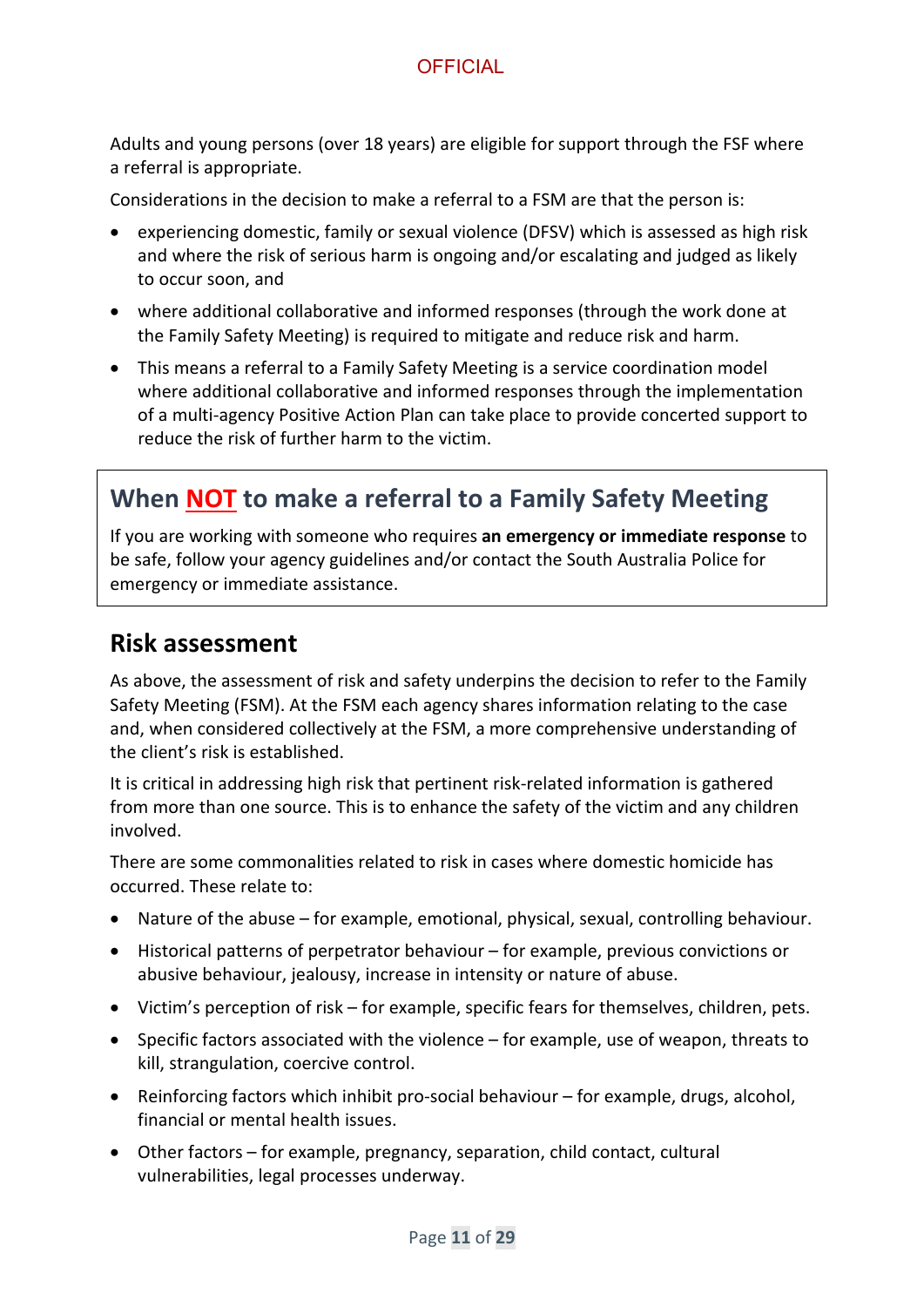Adults and young persons (over 18 years) are eligible for support through the FSF where a referral is appropriate.

Considerations in the decision to make a referral to a FSM are that the person is:

- experiencing domestic, family or sexual violence (DFSV) which is assessed as high risk and where the risk of serious harm is ongoing and/or escalating and judged as likely to occur soon, and
- where additional collaborative and informed responses (through the work done at the Family Safety Meeting) is required to mitigate and reduce risk and harm.
- This means a referral to a Family Safety Meeting is a service coordination model where additional collaborative and informed responses through the implementation of a multi-agency Positive Action Plan can take place to provide concerted support to reduce the risk of further harm to the victim.

## When NOT to make a referral to a Family Safety Meeting

If you are working with someone who requires **an emergency or immediate response** to be safe, follow your agency guidelines and/or contact the South Australia Police for emergency or immediate assistance.

## Risk assessment

As above, the assessment of risk and safety underpins the decision to refer to the Family Safety Meeting (FSM). At the FSM each agency shares information relating to the case and, when considered collectively at the FSM, a more comprehensive understanding of the client's risk is established.

It is critical in addressing high risk that pertinent risk-related information is gathered from more than one source. This is to enhance the safety of the victim and any children involved.

There are some commonalities related to risk in cases where domestic homicide has occurred. These relate to:

- Nature of the abuse – for example, emotional, physical, sexual, controlling behaviour.
- Historical patterns of perpetrator behaviour – for example, previous convictions or abusive behaviour, jealousy, increase in intensity or nature of abuse.
- Victim's perception of risk – for example, specific fears for themselves, children, pets.
- Specific factors associated with the violence – for example, use of weapon, threats to kill, strangulation, coercive control.
- Reinforcing factors which inhibit pro-social behaviour – for example, drugs, alcohol, financial or mental health issues.
- Other factors – for example, pregnancy, separation, child contact, cultural vulnerabilities, legal processes underway.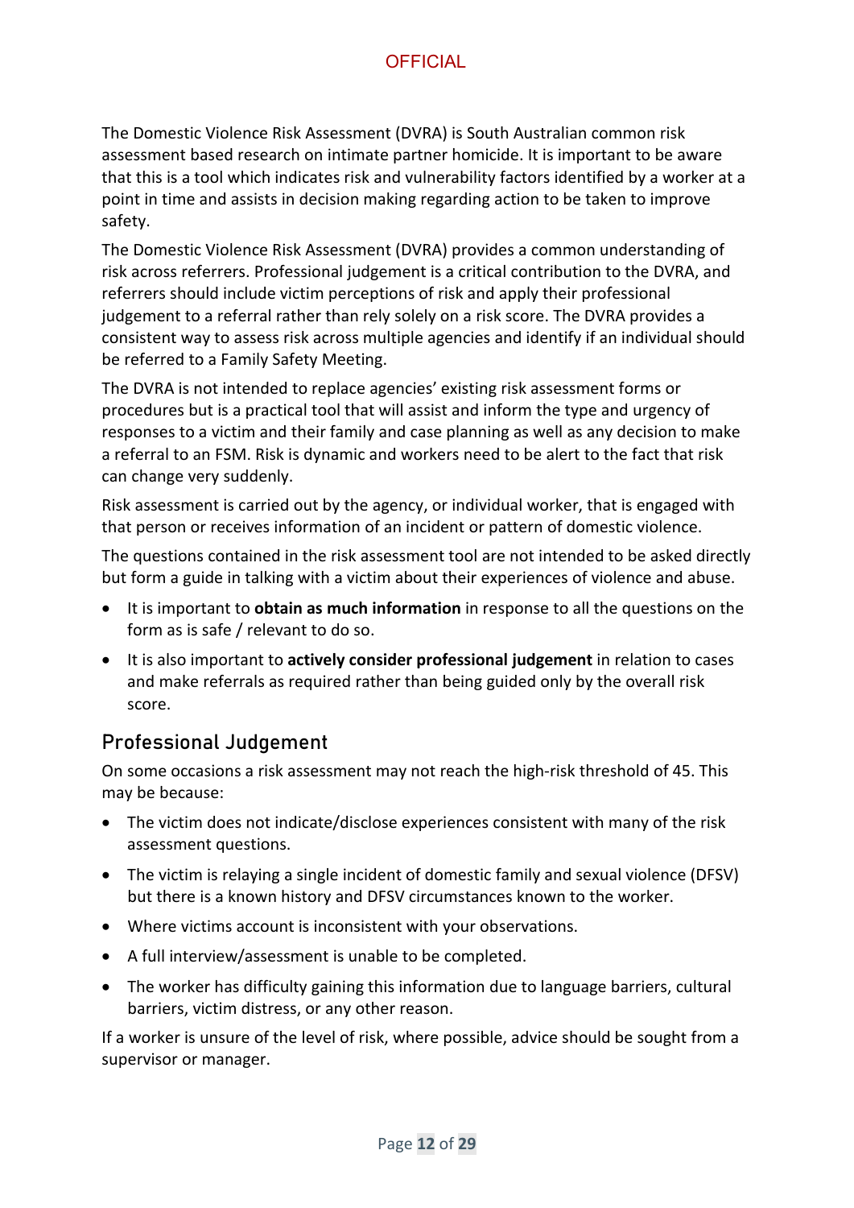The Domestic Violence Risk Assessment (DVRA) is South Australian common risk assessment based research on intimate partner homicide. It is important to be aware that this is a tool which indicates risk and vulnerability factors identified by a worker at a point in time and assists in decision making regarding action to be taken to improve safety.

The Domestic Violence Risk Assessment (DVRA) provides a common understanding of risk across referrers. Professional judgement is a critical contribution to the DVRA, and referrers should include victim perceptions of risk and apply their professional judgement to a referral rather than rely solely on a risk score. The DVRA provides a consistent way to assess risk across multiple agencies and identify if an individual should be referred to a Family Safety Meeting.

The DVRA is not intended to replace agencies' existing risk assessment forms or procedures but is a practical tool that will assist and inform the type and urgency of responses to a victim and their family and case planning as well as any decision to make a referral to an FSM. Risk is dynamic and workers need to be alert to the fact that risk can change very suddenly.

Risk assessment is carried out by the agency, or individual worker, that is engaged with that person or receives information of an incident or pattern of domestic violence.

The questions contained in the risk assessment tool are not intended to be asked directly but form a guide in talking with a victim about their experiences of violence and abuse.

- It is important to **obtain as much information** in response to all the questions on the form as is safe / relevant to do so.
- It is also important to **actively consider professional judgement** in relation to cases and make referrals as required rather than being guided only by the overall risk score.

## Professional Judgement

On some occasions a risk assessment may not reach the high-risk threshold of 45. This may be because:

- The victim does not indicate/disclose experiences consistent with many of the risk assessment questions.
- The victim is relaying a single incident of domestic family and sexual violence (DFSV) but there is a known history and DFSV circumstances known to the worker.
- Where victims account is inconsistent with your observations.
- A full interview/assessment is unable to be completed.
- The worker has difficulty gaining this information due to language barriers, cultural barriers, victim distress, or any other reason.

If a worker is unsure of the level of risk, where possible, advice should be sought from a supervisor or manager.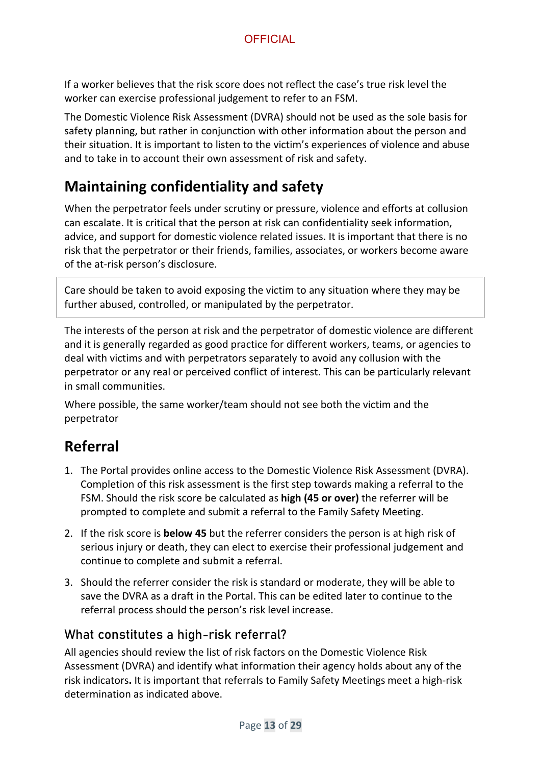If a worker believes that the risk score does not reflect the case's true risk level the worker can exercise professional judgement to refer to an FSM.

The Domestic Violence Risk Assessment (DVRA) should not be used as the sole basis for safety planning, but rather in conjunction with other information about the person and their situation. It is important to listen to the victim's experiences of violence and abuse and to take in to account their own assessment of risk and safety.

## Maintaining confidentiality and safety

When the perpetrator feels under scrutiny or pressure, violence and efforts at collusion can escalate. It is critical that the person at risk can confidentiality seek information, advice, and support for domestic violence related issues. It is important that there is no risk that the perpetrator or their friends, families, associates, or workers become aware of the at-risk person's disclosure.

> Care should be taken to avoid exposing the victim to any situation where they may be further abused, controlled, or manipulated by the perpetrator.

The interests of the person at risk and the perpetrator of domestic violence are different and it is generally regarded as good practice for different workers, teams, or agencies to deal with victims and with perpetrators separately to avoid any collusion with the perpetrator or any real or perceived conflict of interest. This can be particularly relevant in small communities.

Where possible, the same worker/team should not see both the victim and the perpetrator

## Referral

1. The Portal provides online access to the Domestic Violence Risk Assessment (DVRA). Completion of this risk assessment is the first step towards making a referral to the FSM. Should the risk score be calculated as **high (45 or over)** the referrer will be prompted to complete and submit a referral to the Family Safety Meeting.
2. If the risk score is **below 45** but the referrer considers the person is at high risk of serious injury or death, they can elect to exercise their professional judgement and continue to complete and submit a referral.
3. Should the referrer consider the risk is standard or moderate, they will be able to save the DVRA as a draft in the Portal. This can be edited later to continue to the referral process should the person's risk level increase.

### What constitutes a high-risk referral?

All agencies should review the list of risk factors on the Domestic Violence Risk Assessment (DVRA) and identify what information their agency holds about any of the risk indicators**.** It is important that referrals to Family Safety Meetings meet a high-risk determination as indicated above.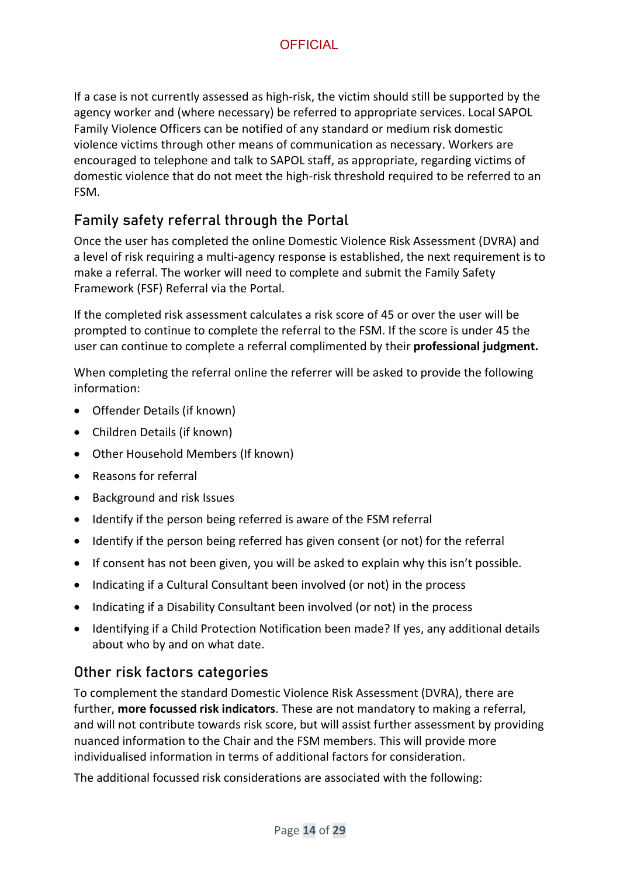If a case is not currently assessed as high-risk, the victim should still be supported by the agency worker and (where necessary) be referred to appropriate services. Local SAPOL Family Violence Officers can be notified of any standard or medium risk domestic violence victims through other means of communication as necessary. Workers are encouraged to telephone and talk to SAPOL staff, as appropriate, regarding victims of domestic violence that do not meet the high-risk threshold required to be referred to an FSM.

## Family safety referral through the Portal

Once the user has completed the online Domestic Violence Risk Assessment (DVRA) and a level of risk requiring a multi-agency response is established, the next requirement is to make a referral. The worker will need to complete and submit the Family Safety Framework (FSF) Referral via the Portal.

If the completed risk assessment calculates a risk score of 45 or over the user will be prompted to continue to complete the referral to the FSM. If the score is under 45 the user can continue to complete a referral complimented by their **professional judgment.**

When completing the referral online the referrer will be asked to provide the following information:

- Offender Details (if known)
- Children Details (if known)
- Other Household Members (If known)
- Reasons for referral
- Background and risk Issues
- Identify if the person being referred is aware of the FSM referral
- Identify if the person being referred has given consent (or not) for the referral
- If consent has not been given, you will be asked to explain why this isn't possible.
- Indicating if a Cultural Consultant been involved (or not) in the process
- Indicating if a Disability Consultant been involved (or not) in the process
- Identifying if a Child Protection Notification been made? If yes, any additional details about who by and on what date.

## Other risk factors categories

To complement the standard Domestic Violence Risk Assessment (DVRA), there are further, **more focussed risk indicators**. These are not mandatory to making a referral, and will not contribute towards risk score, but will assist further assessment by providing nuanced information to the Chair and the FSM members. This will provide more individualised information in terms of additional factors for consideration.

The additional focussed risk considerations are associated with the following: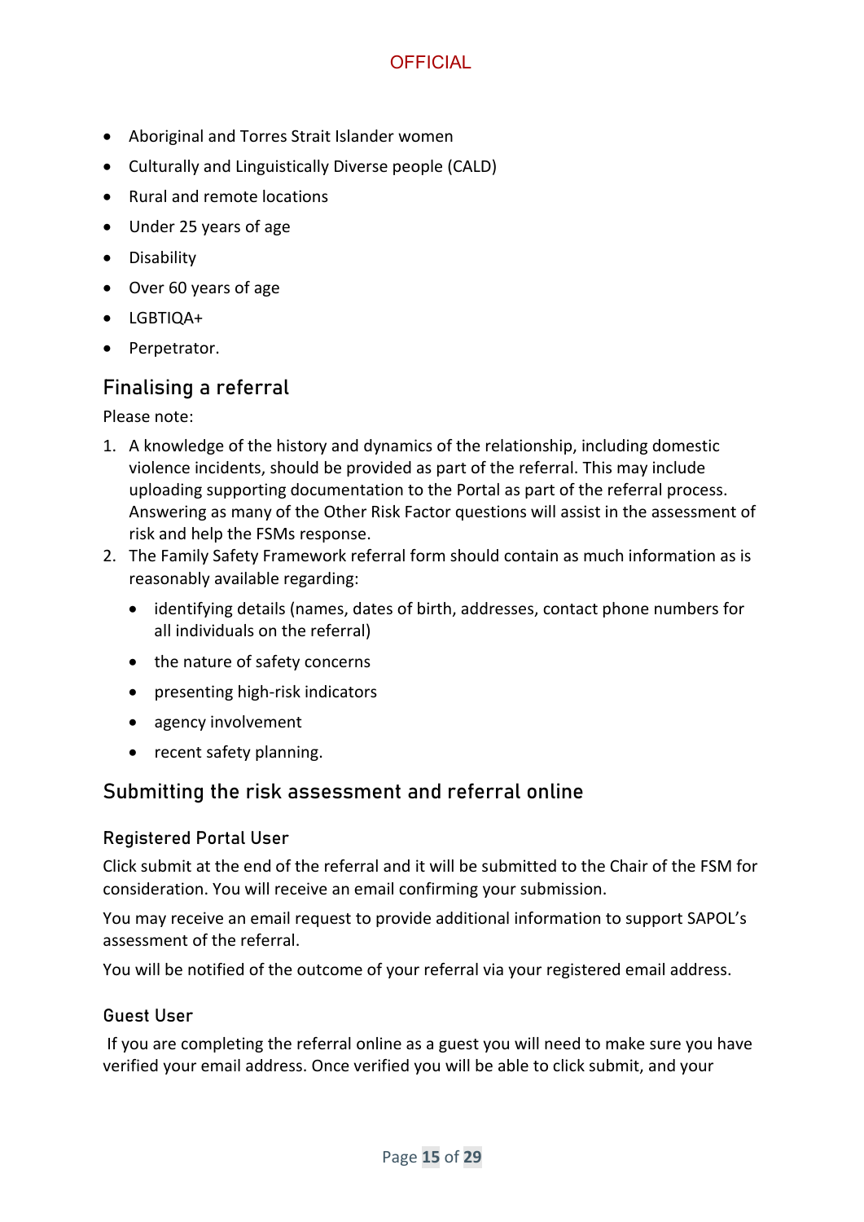- Aboriginal and Torres Strait Islander women
- Culturally and Linguistically Diverse people (CALD)
- Rural and remote locations
- Under 25 years of age
- Disability
- Over 60 years of age
- LGBTIQA+
- Perpetrator.

## Finalising a referral

Please note:

1. A knowledge of the history and dynamics of the relationship, including domestic violence incidents, should be provided as part of the referral. This may include uploading supporting documentation to the Portal as part of the referral process. Answering as many of the Other Risk Factor questions will assist in the assessment of risk and help the FSMs response.
2. The Family Safety Framework referral form should contain as much information as is reasonably available regarding:
   - identifying details (names, dates of birth, addresses, contact phone numbers for all individuals on the referral)
   - the nature of safety concerns
   - presenting high-risk indicators
   - agency involvement
   - recent safety planning.

## Submitting the risk assessment and referral online

### Registered Portal User

Click submit at the end of the referral and it will be submitted to the Chair of the FSM for consideration. You will receive an email confirming your submission.

You may receive an email request to provide additional information to support SAPOL's assessment of the referral.

You will be notified of the outcome of your referral via your registered email address.

### Guest User

If you are completing the referral online as a guest you will need to make sure you have verified your email address. Once verified you will be able to click submit, and your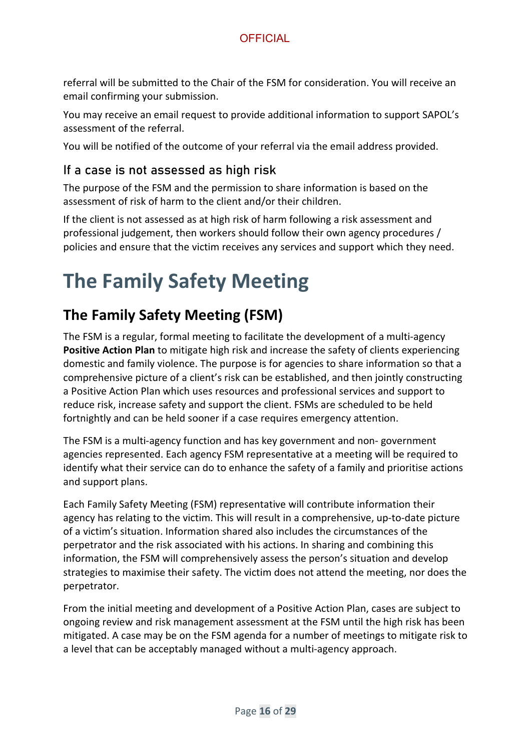referral will be submitted to the Chair of the FSM for consideration. You will receive an email confirming your submission.

You may receive an email request to provide additional information to support SAPOL's assessment of the referral.

You will be notified of the outcome of your referral via the email address provided.

### If a case is not assessed as high risk

The purpose of the FSM and the permission to share information is based on the assessment of risk of harm to the client and/or their children.

If the client is not assessed as at high risk of harm following a risk assessment and professional judgement, then workers should follow their own agency procedures / policies and ensure that the victim receives any services and support which they need.

# The Family Safety Meeting

## The Family Safety Meeting (FSM)

The FSM is a regular, formal meeting to facilitate the development of a multi-agency **Positive Action Plan** to mitigate high risk and increase the safety of clients experiencing domestic and family violence. The purpose is for agencies to share information so that a comprehensive picture of a client's risk can be established, and then jointly constructing a Positive Action Plan which uses resources and professional services and support to reduce risk, increase safety and support the client. FSMs are scheduled to be held fortnightly and can be held sooner if a case requires emergency attention.

The FSM is a multi-agency function and has key government and non- government agencies represented. Each agency FSM representative at a meeting will be required to identify what their service can do to enhance the safety of a family and prioritise actions and support plans.

Each Family Safety Meeting (FSM) representative will contribute information their agency has relating to the victim. This will result in a comprehensive, up-to-date picture of a victim's situation. Information shared also includes the circumstances of the perpetrator and the risk associated with his actions. In sharing and combining this information, the FSM will comprehensively assess the person's situation and develop strategies to maximise their safety. The victim does not attend the meeting, nor does the perpetrator.

From the initial meeting and development of a Positive Action Plan, cases are subject to ongoing review and risk management assessment at the FSM until the high risk has been mitigated. A case may be on the FSM agenda for a number of meetings to mitigate risk to a level that can be acceptably managed without a multi-agency approach.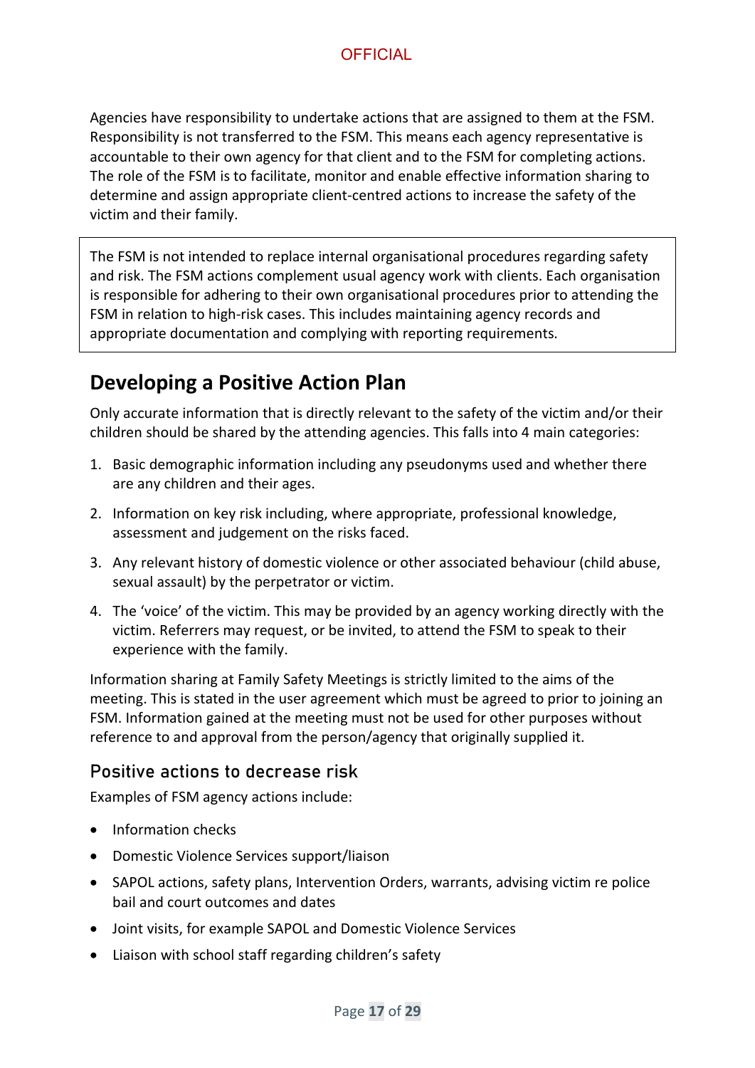Agencies have responsibility to undertake actions that are assigned to them at the FSM. Responsibility is not transferred to the FSM. This means each agency representative is accountable to their own agency for that client and to the FSM for completing actions. The role of the FSM is to facilitate, monitor and enable effective information sharing to determine and assign appropriate client-centred actions to increase the safety of the victim and their family.

> The FSM is not intended to replace internal organisational procedures regarding safety and risk. The FSM actions complement usual agency work with clients. Each organisation is responsible for adhering to their own organisational procedures prior to attending the FSM in relation to high-risk cases. This includes maintaining agency records and appropriate documentation and complying with reporting requirements.

## Developing a Positive Action Plan

Only accurate information that is directly relevant to the safety of the victim and/or their children should be shared by the attending agencies. This falls into 4 main categories:

1. Basic demographic information including any pseudonyms used and whether there are any children and their ages.
2. Information on key risk including, where appropriate, professional knowledge, assessment and judgement on the risks faced.
3. Any relevant history of domestic violence or other associated behaviour (child abuse, sexual assault) by the perpetrator or victim.
4. The 'voice' of the victim. This may be provided by an agency working directly with the victim. Referrers may request, or be invited, to attend the FSM to speak to their experience with the family.

Information sharing at Family Safety Meetings is strictly limited to the aims of the meeting. This is stated in the user agreement which must be agreed to prior to joining an FSM. Information gained at the meeting must not be used for other purposes without reference to and approval from the person/agency that originally supplied it.

### Positive actions to decrease risk

Examples of FSM agency actions include:

- Information checks
- Domestic Violence Services support/liaison
- SAPOL actions, safety plans, Intervention Orders, warrants, advising victim re police bail and court outcomes and dates
- Joint visits, for example SAPOL and Domestic Violence Services
- Liaison with school staff regarding children's safety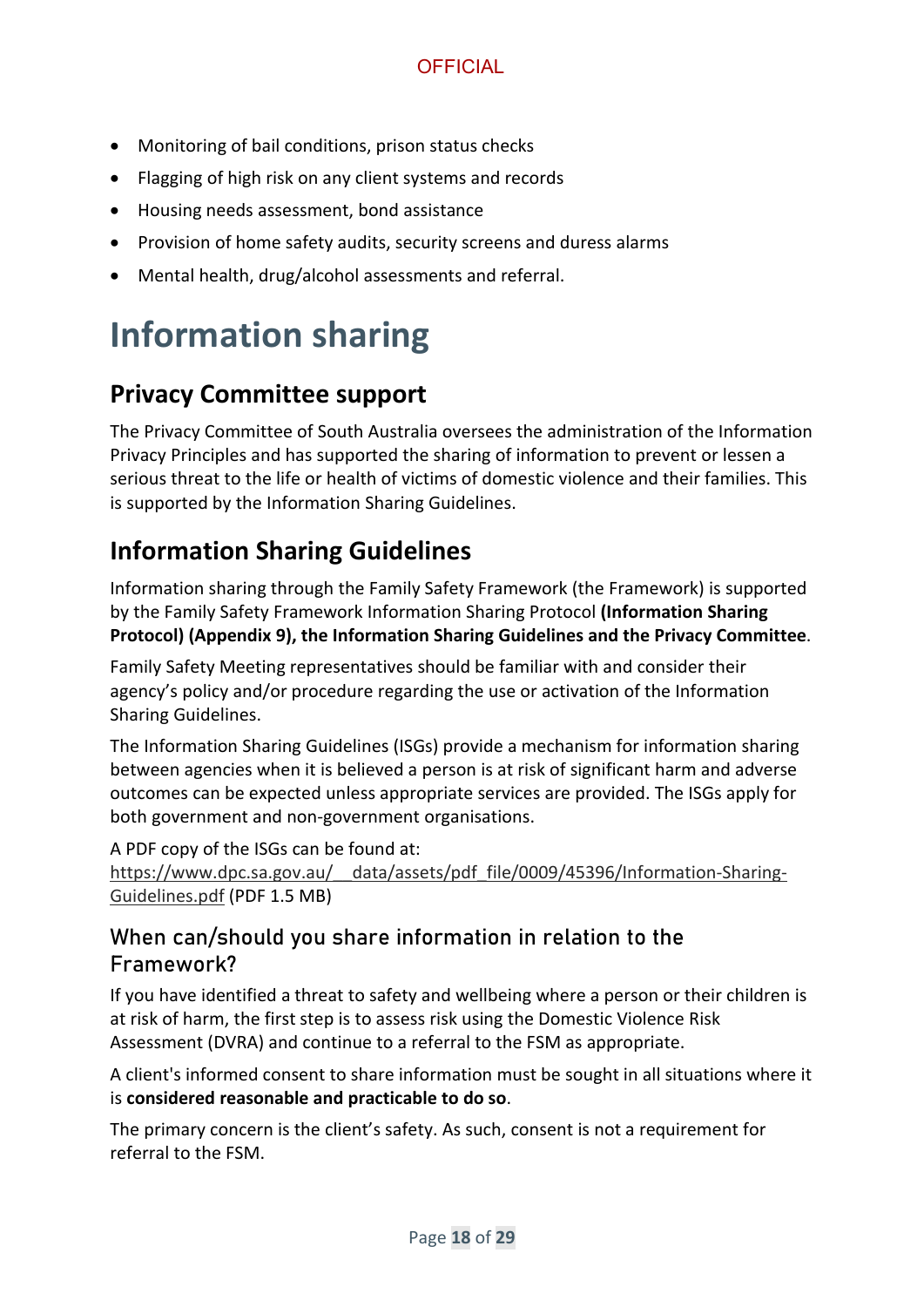- Monitoring of bail conditions, prison status checks
- Flagging of high risk on any client systems and records
- Housing needs assessment, bond assistance
- Provision of home safety audits, security screens and duress alarms
- Mental health, drug/alcohol assessments and referral.

# Information sharing

## Privacy Committee support

The Privacy Committee of South Australia oversees the administration of the Information Privacy Principles and has supported the sharing of information to prevent or lessen a serious threat to the life or health of victims of domestic violence and their families. This is supported by the Information Sharing Guidelines.

## Information Sharing Guidelines

Information sharing through the Family Safety Framework (the Framework) is supported by the Family Safety Framework Information Sharing Protocol **(Information Sharing Protocol) (Appendix 9), the Information Sharing Guidelines and the Privacy Committee**.

Family Safety Meeting representatives should be familiar with and consider their agency's policy and/or procedure regarding the use or activation of the Information Sharing Guidelines.

The Information Sharing Guidelines (ISGs) provide a mechanism for information sharing between agencies when it is believed a person is at risk of significant harm and adverse outcomes can be expected unless appropriate services are provided. The ISGs apply for both government and non-government organisations.

A PDF copy of the ISGs can be found at: https://www.dpc.sa.gov.au/__data/assets/pdf_file/0009/45396/Information-Sharing-Guidelines.pdf (PDF 1.5 MB)

### When can/should you share information in relation to the Framework?

If you have identified a threat to safety and wellbeing where a person or their children is at risk of harm, the first step is to assess risk using the Domestic Violence Risk Assessment (DVRA) and continue to a referral to the FSM as appropriate.

A client's informed consent to share information must be sought in all situations where it is **considered reasonable and practicable to do so**.

The primary concern is the client's safety. As such, consent is not a requirement for referral to the FSM.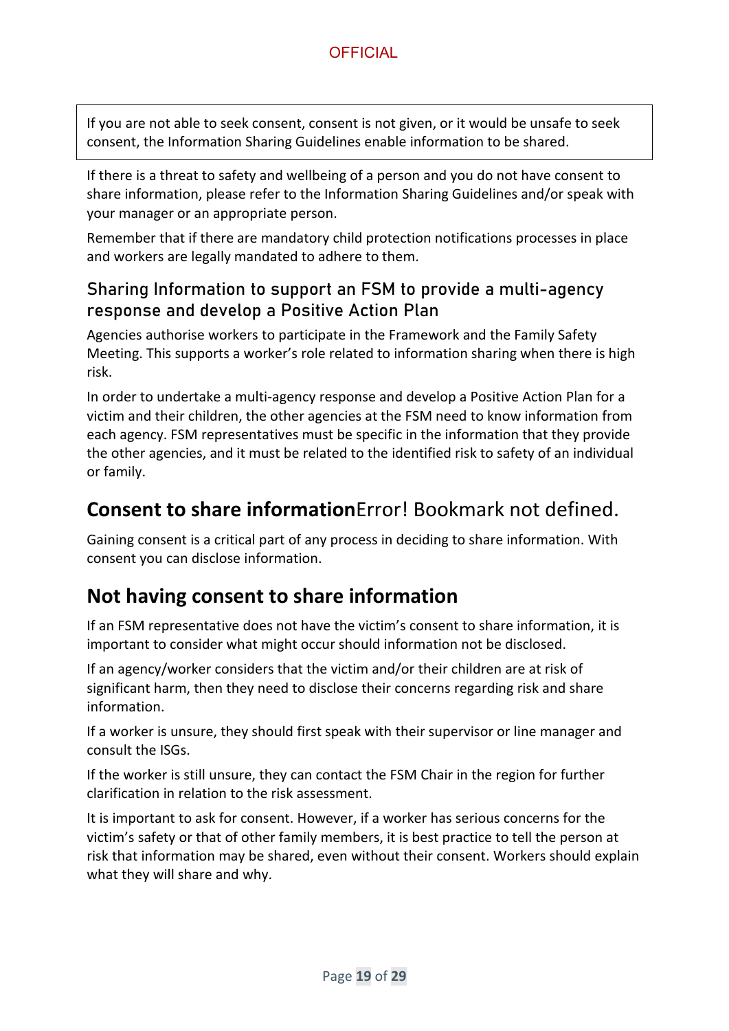If you are not able to seek consent, consent is not given, or it would be unsafe to seek consent, the Information Sharing Guidelines enable information to be shared.

If there is a threat to safety and wellbeing of a person and you do not have consent to share information, please refer to the Information Sharing Guidelines and/or speak with your manager or an appropriate person.

Remember that if there are mandatory child protection notifications processes in place and workers are legally mandated to adhere to them.

### Sharing Information to support an FSM to provide a multi-agency response and develop a Positive Action Plan

Agencies authorise workers to participate in the Framework and the Family Safety Meeting. This supports a worker's role related to information sharing when there is high risk.

In order to undertake a multi-agency response and develop a Positive Action Plan for a victim and their children, the other agencies at the FSM need to know information from each agency. FSM representatives must be specific in the information that they provide the other agencies, and it must be related to the identified risk to safety of an individual or family.

## **Consent to share information**Error! Bookmark not defined.

Gaining consent is a critical part of any process in deciding to share information. With consent you can disclose information.

## Not having consent to share information

If an FSM representative does not have the victim's consent to share information, it is important to consider what might occur should information not be disclosed.

If an agency/worker considers that the victim and/or their children are at risk of significant harm, then they need to disclose their concerns regarding risk and share information.

If a worker is unsure, they should first speak with their supervisor or line manager and consult the ISGs.

If the worker is still unsure, they can contact the FSM Chair in the region for further clarification in relation to the risk assessment.

It is important to ask for consent. However, if a worker has serious concerns for the victim's safety or that of other family members, it is best practice to tell the person at risk that information may be shared, even without their consent. Workers should explain what they will share and why.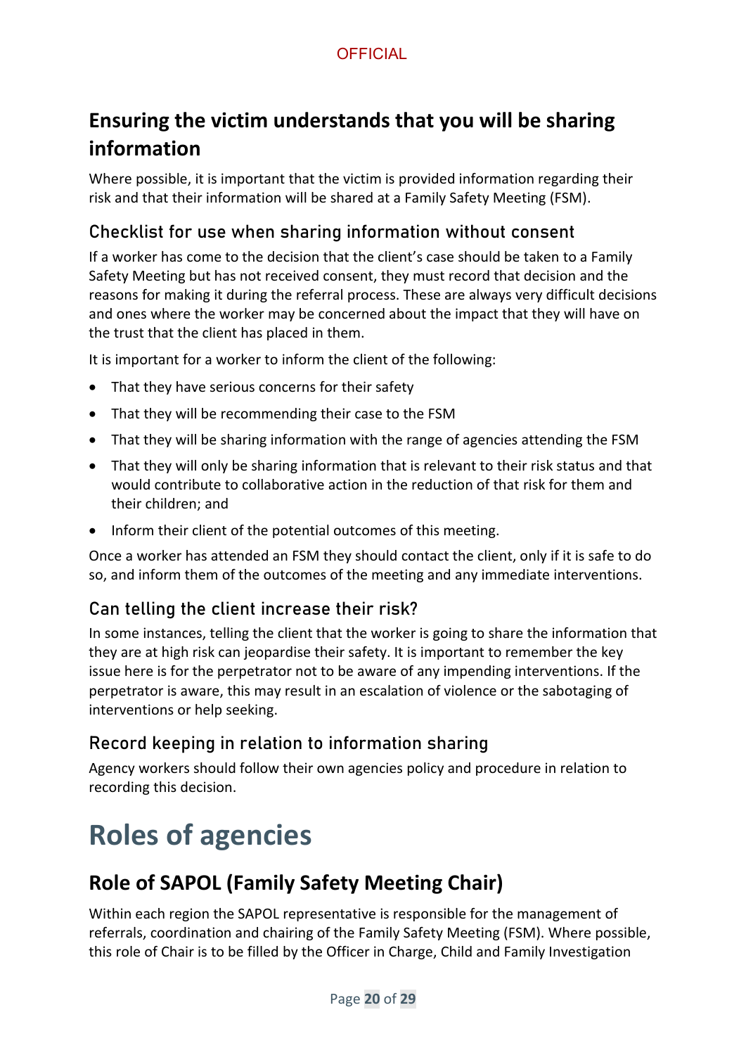## Ensuring the victim understands that you will be sharing information

Where possible, it is important that the victim is provided information regarding their risk and that their information will be shared at a Family Safety Meeting (FSM).

### Checklist for use when sharing information without consent

If a worker has come to the decision that the client's case should be taken to a Family Safety Meeting but has not received consent, they must record that decision and the reasons for making it during the referral process. These are always very difficult decisions and ones where the worker may be concerned about the impact that they will have on the trust that the client has placed in them.

It is important for a worker to inform the client of the following:

- That they have serious concerns for their safety
- That they will be recommending their case to the FSM
- That they will be sharing information with the range of agencies attending the FSM
- That they will only be sharing information that is relevant to their risk status and that would contribute to collaborative action in the reduction of that risk for them and their children; and
- Inform their client of the potential outcomes of this meeting.

Once a worker has attended an FSM they should contact the client, only if it is safe to do so, and inform them of the outcomes of the meeting and any immediate interventions.

### Can telling the client increase their risk?

In some instances, telling the client that the worker is going to share the information that they are at high risk can jeopardise their safety. It is important to remember the key issue here is for the perpetrator not to be aware of any impending interventions. If the perpetrator is aware, this may result in an escalation of violence or the sabotaging of interventions or help seeking.

### Record keeping in relation to information sharing

Agency workers should follow their own agencies policy and procedure in relation to recording this decision.

# Roles of agencies

## Role of SAPOL (Family Safety Meeting Chair)

Within each region the SAPOL representative is responsible for the management of referrals, coordination and chairing of the Family Safety Meeting (FSM). Where possible, this role of Chair is to be filled by the Officer in Charge, Child and Family Investigation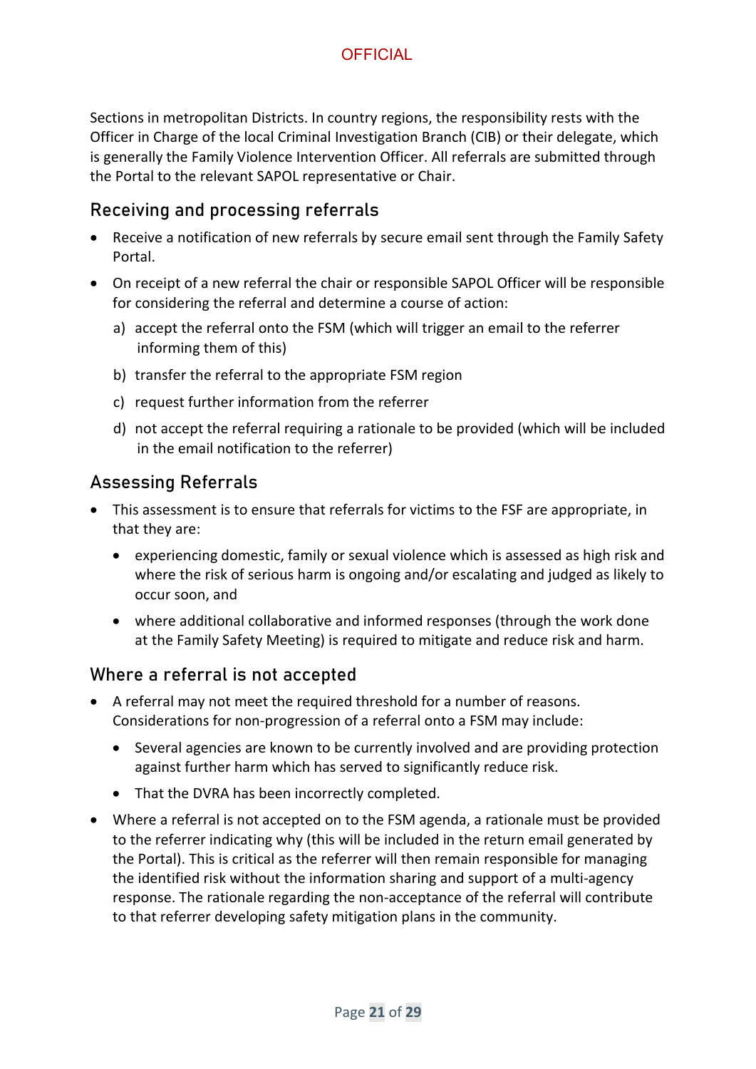Sections in metropolitan Districts. In country regions, the responsibility rests with the Officer in Charge of the local Criminal Investigation Branch (CIB) or their delegate, which is generally the Family Violence Intervention Officer. All referrals are submitted through the Portal to the relevant SAPOL representative or Chair.

## Receiving and processing referrals

- Receive a notification of new referrals by secure email sent through the Family Safety Portal.
- On receipt of a new referral the chair or responsible SAPOL Officer will be responsible for considering the referral and determine a course of action:
  a) accept the referral onto the FSM (which will trigger an email to the referrer informing them of this)
  b) transfer the referral to the appropriate FSM region
  c) request further information from the referrer
  d) not accept the referral requiring a rationale to be provided (which will be included in the email notification to the referrer)

## Assessing Referrals

- This assessment is to ensure that referrals for victims to the FSF are appropriate, in that they are:
  - experiencing domestic, family or sexual violence which is assessed as high risk and where the risk of serious harm is ongoing and/or escalating and judged as likely to occur soon, and
  - where additional collaborative and informed responses (through the work done at the Family Safety Meeting) is required to mitigate and reduce risk and harm.

## Where a referral is not accepted

- A referral may not meet the required threshold for a number of reasons. Considerations for non-progression of a referral onto a FSM may include:
  - Several agencies are known to be currently involved and are providing protection against further harm which has served to significantly reduce risk.
  - That the DVRA has been incorrectly completed.
- Where a referral is not accepted on to the FSM agenda, a rationale must be provided to the referrer indicating why (this will be included in the return email generated by the Portal). This is critical as the referrer will then remain responsible for managing the identified risk without the information sharing and support of a multi-agency response. The rationale regarding the non-acceptance of the referral will contribute to that referrer developing safety mitigation plans in the community.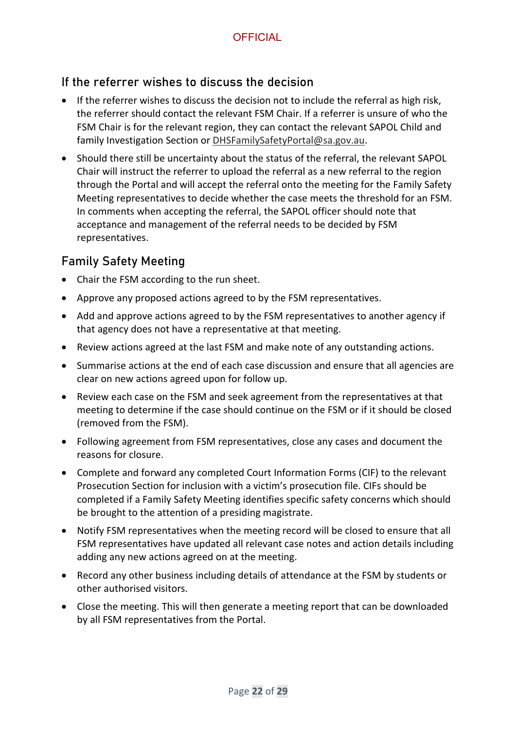## If the referrer wishes to discuss the decision

- If the referrer wishes to discuss the decision not to include the referral as high risk, the referrer should contact the relevant FSM Chair. If a referrer is unsure of who the FSM Chair is for the relevant region, they can contact the relevant SAPOL Child and family Investigation Section or DHSFamilySafetyPortal@sa.gov.au.
- Should there still be uncertainty about the status of the referral, the relevant SAPOL Chair will instruct the referrer to upload the referral as a new referral to the region through the Portal and will accept the referral onto the meeting for the Family Safety Meeting representatives to decide whether the case meets the threshold for an FSM. In comments when accepting the referral, the SAPOL officer should note that acceptance and management of the referral needs to be decided by FSM representatives.

## Family Safety Meeting

- Chair the FSM according to the run sheet.
- Approve any proposed actions agreed to by the FSM representatives.
- Add and approve actions agreed to by the FSM representatives to another agency if that agency does not have a representative at that meeting.
- Review actions agreed at the last FSM and make note of any outstanding actions.
- Summarise actions at the end of each case discussion and ensure that all agencies are clear on new actions agreed upon for follow up.
- Review each case on the FSM and seek agreement from the representatives at that meeting to determine if the case should continue on the FSM or if it should be closed (removed from the FSM).
- Following agreement from FSM representatives, close any cases and document the reasons for closure.
- Complete and forward any completed Court Information Forms (CIF) to the relevant Prosecution Section for inclusion with a victim's prosecution file. CIFs should be completed if a Family Safety Meeting identifies specific safety concerns which should be brought to the attention of a presiding magistrate.
- Notify FSM representatives when the meeting record will be closed to ensure that all FSM representatives have updated all relevant case notes and action details including adding any new actions agreed on at the meeting.
- Record any other business including details of attendance at the FSM by students or other authorised visitors.
- Close the meeting. This will then generate a meeting report that can be downloaded by all FSM representatives from the Portal.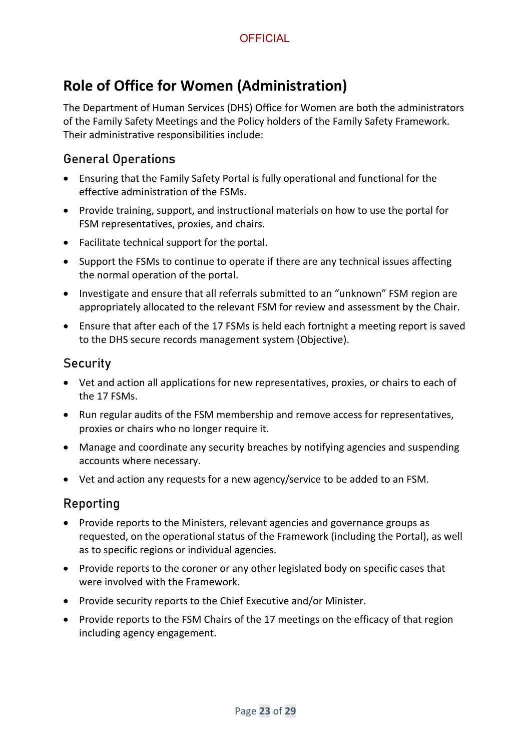## Role of Office for Women (Administration)

The Department of Human Services (DHS) Office for Women are both the administrators of the Family Safety Meetings and the Policy holders of the Family Safety Framework. Their administrative responsibilities include:

### General Operations

- Ensuring that the Family Safety Portal is fully operational and functional for the effective administration of the FSMs.
- Provide training, support, and instructional materials on how to use the portal for FSM representatives, proxies, and chairs.
- Facilitate technical support for the portal.
- Support the FSMs to continue to operate if there are any technical issues affecting the normal operation of the portal.
- Investigate and ensure that all referrals submitted to an “unknown” FSM region are appropriately allocated to the relevant FSM for review and assessment by the Chair.
- Ensure that after each of the 17 FSMs is held each fortnight a meeting report is saved to the DHS secure records management system (Objective).

### Security

- Vet and action all applications for new representatives, proxies, or chairs to each of the 17 FSMs.
- Run regular audits of the FSM membership and remove access for representatives, proxies or chairs who no longer require it.
- Manage and coordinate any security breaches by notifying agencies and suspending accounts where necessary.
- Vet and action any requests for a new agency/service to be added to an FSM.

### Reporting

- Provide reports to the Ministers, relevant agencies and governance groups as requested, on the operational status of the Framework (including the Portal), as well as to specific regions or individual agencies.
- Provide reports to the coroner or any other legislated body on specific cases that were involved with the Framework.
- Provide security reports to the Chief Executive and/or Minister.
- Provide reports to the FSM Chairs of the 17 meetings on the efficacy of that region including agency engagement.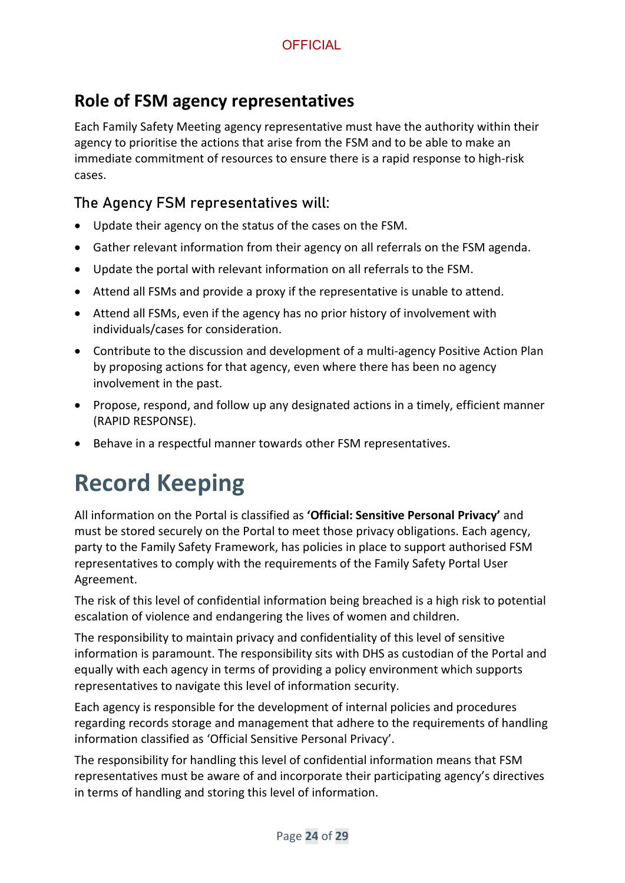## Role of FSM agency representatives

Each Family Safety Meeting agency representative must have the authority within their agency to prioritise the actions that arise from the FSM and to be able to make an immediate commitment of resources to ensure there is a rapid response to high-risk cases.

### The Agency FSM representatives will:

- Update their agency on the status of the cases on the FSM.
- Gather relevant information from their agency on all referrals on the FSM agenda.
- Update the portal with relevant information on all referrals to the FSM.
- Attend all FSMs and provide a proxy if the representative is unable to attend.
- Attend all FSMs, even if the agency has no prior history of involvement with individuals/cases for consideration.
- Contribute to the discussion and development of a multi-agency Positive Action Plan by proposing actions for that agency, even where there has been no agency involvement in the past.
- Propose, respond, and follow up any designated actions in a timely, efficient manner (RAPID RESPONSE).
- Behave in a respectful manner towards other FSM representatives.

# Record Keeping

All information on the Portal is classified as **'Official: Sensitive Personal Privacy'** and must be stored securely on the Portal to meet those privacy obligations. Each agency, party to the Family Safety Framework, has policies in place to support authorised FSM representatives to comply with the requirements of the Family Safety Portal User Agreement.

The risk of this level of confidential information being breached is a high risk to potential escalation of violence and endangering the lives of women and children.

The responsibility to maintain privacy and confidentiality of this level of sensitive information is paramount. The responsibility sits with DHS as custodian of the Portal and equally with each agency in terms of providing a policy environment which supports representatives to navigate this level of information security.

Each agency is responsible for the development of internal policies and procedures regarding records storage and management that adhere to the requirements of handling information classified as 'Official Sensitive Personal Privacy'.

The responsibility for handling this level of confidential information means that FSM representatives must be aware of and incorporate their participating agency's directives in terms of handling and storing this level of information.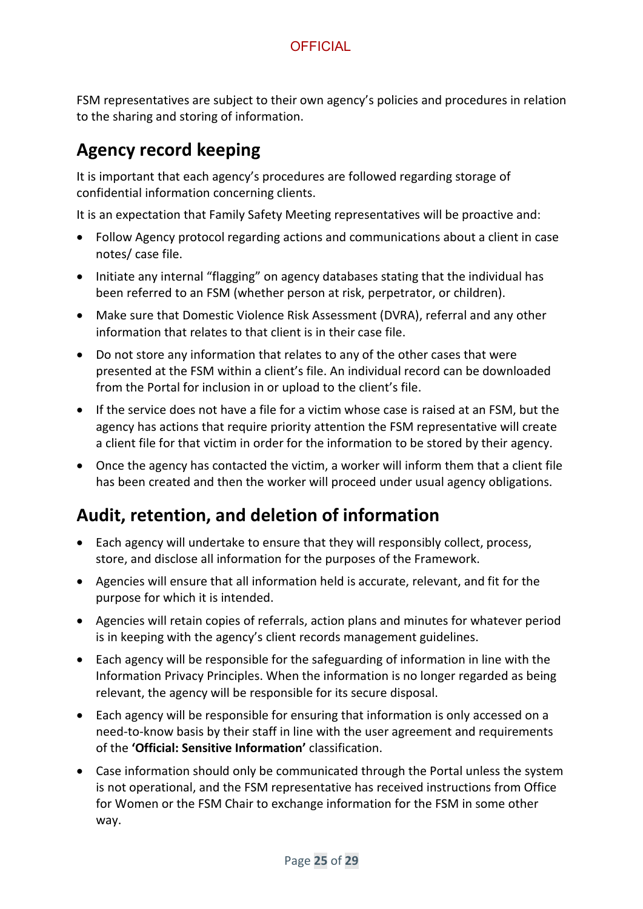FSM representatives are subject to their own agency's policies and procedures in relation to the sharing and storing of information.

## Agency record keeping

It is important that each agency's procedures are followed regarding storage of confidential information concerning clients.

It is an expectation that Family Safety Meeting representatives will be proactive and:

- Follow Agency protocol regarding actions and communications about a client in case notes/ case file.
- Initiate any internal "flagging" on agency databases stating that the individual has been referred to an FSM (whether person at risk, perpetrator, or children).
- Make sure that Domestic Violence Risk Assessment (DVRA), referral and any other information that relates to that client is in their case file.
- Do not store any information that relates to any of the other cases that were presented at the FSM within a client's file. An individual record can be downloaded from the Portal for inclusion in or upload to the client's file.
- If the service does not have a file for a victim whose case is raised at an FSM, but the agency has actions that require priority attention the FSM representative will create a client file for that victim in order for the information to be stored by their agency.
- Once the agency has contacted the victim, a worker will inform them that a client file has been created and then the worker will proceed under usual agency obligations.

## Audit, retention, and deletion of information

- Each agency will undertake to ensure that they will responsibly collect, process, store, and disclose all information for the purposes of the Framework.
- Agencies will ensure that all information held is accurate, relevant, and fit for the purpose for which it is intended.
- Agencies will retain copies of referrals, action plans and minutes for whatever period is in keeping with the agency's client records management guidelines.
- Each agency will be responsible for the safeguarding of information in line with the Information Privacy Principles. When the information is no longer regarded as being relevant, the agency will be responsible for its secure disposal.
- Each agency will be responsible for ensuring that information is only accessed on a need-to-know basis by their staff in line with the user agreement and requirements of the **'Official: Sensitive Information'** classification.
- Case information should only be communicated through the Portal unless the system is not operational, and the FSM representative has received instructions from Office for Women or the FSM Chair to exchange information for the FSM in some other way.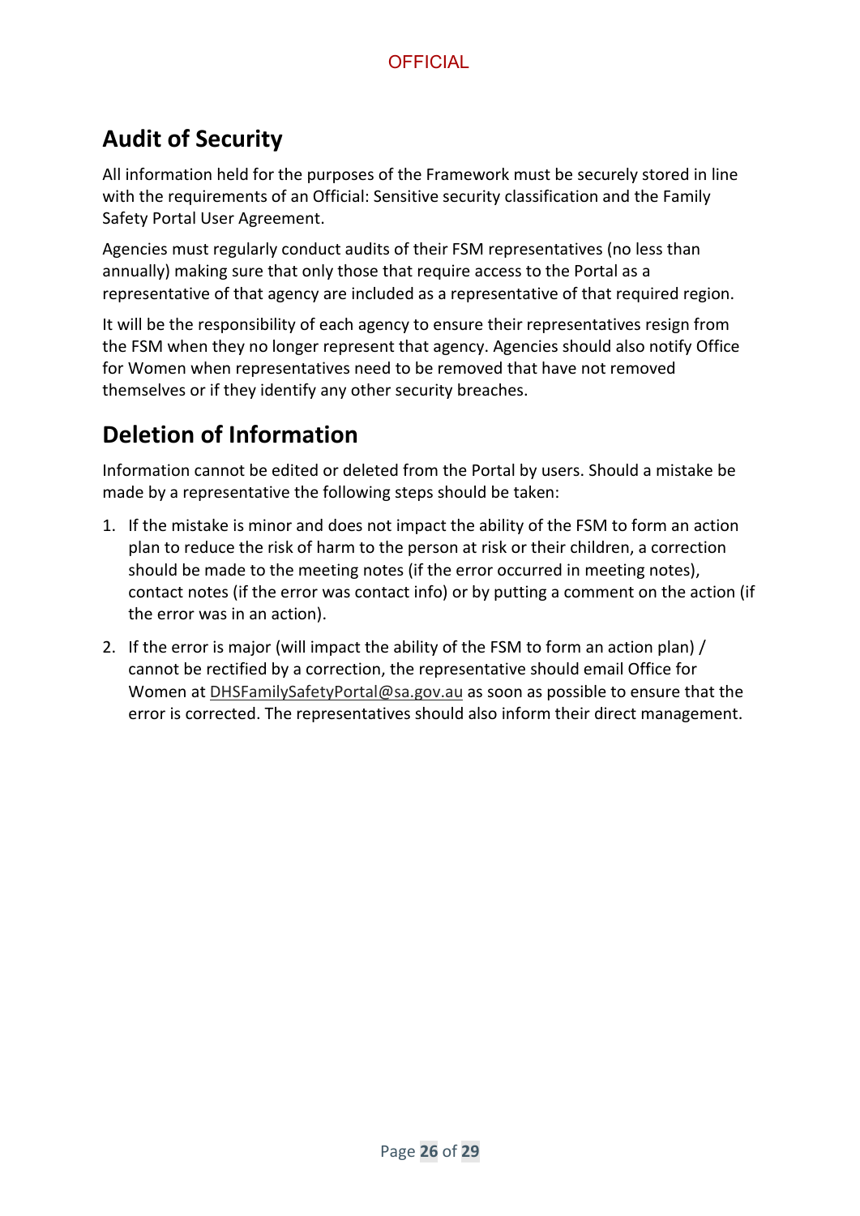## Audit of Security

All information held for the purposes of the Framework must be securely stored in line with the requirements of an Official: Sensitive security classification and the Family Safety Portal User Agreement.

Agencies must regularly conduct audits of their FSM representatives (no less than annually) making sure that only those that require access to the Portal as a representative of that agency are included as a representative of that required region.

It will be the responsibility of each agency to ensure their representatives resign from the FSM when they no longer represent that agency. Agencies should also notify Office for Women when representatives need to be removed that have not removed themselves or if they identify any other security breaches.

## Deletion of Information

Information cannot be edited or deleted from the Portal by users. Should a mistake be made by a representative the following steps should be taken:

1. If the mistake is minor and does not impact the ability of the FSM to form an action plan to reduce the risk of harm to the person at risk or their children, a correction should be made to the meeting notes (if the error occurred in meeting notes), contact notes (if the error was contact info) or by putting a comment on the action (if the error was in an action).

2. If the error is major (will impact the ability of the FSM to form an action plan) / cannot be rectified by a correction, the representative should email Office for Women at DHSFamilySafetyPortal@sa.gov.au as soon as possible to ensure that the error is corrected. The representatives should also inform their direct management.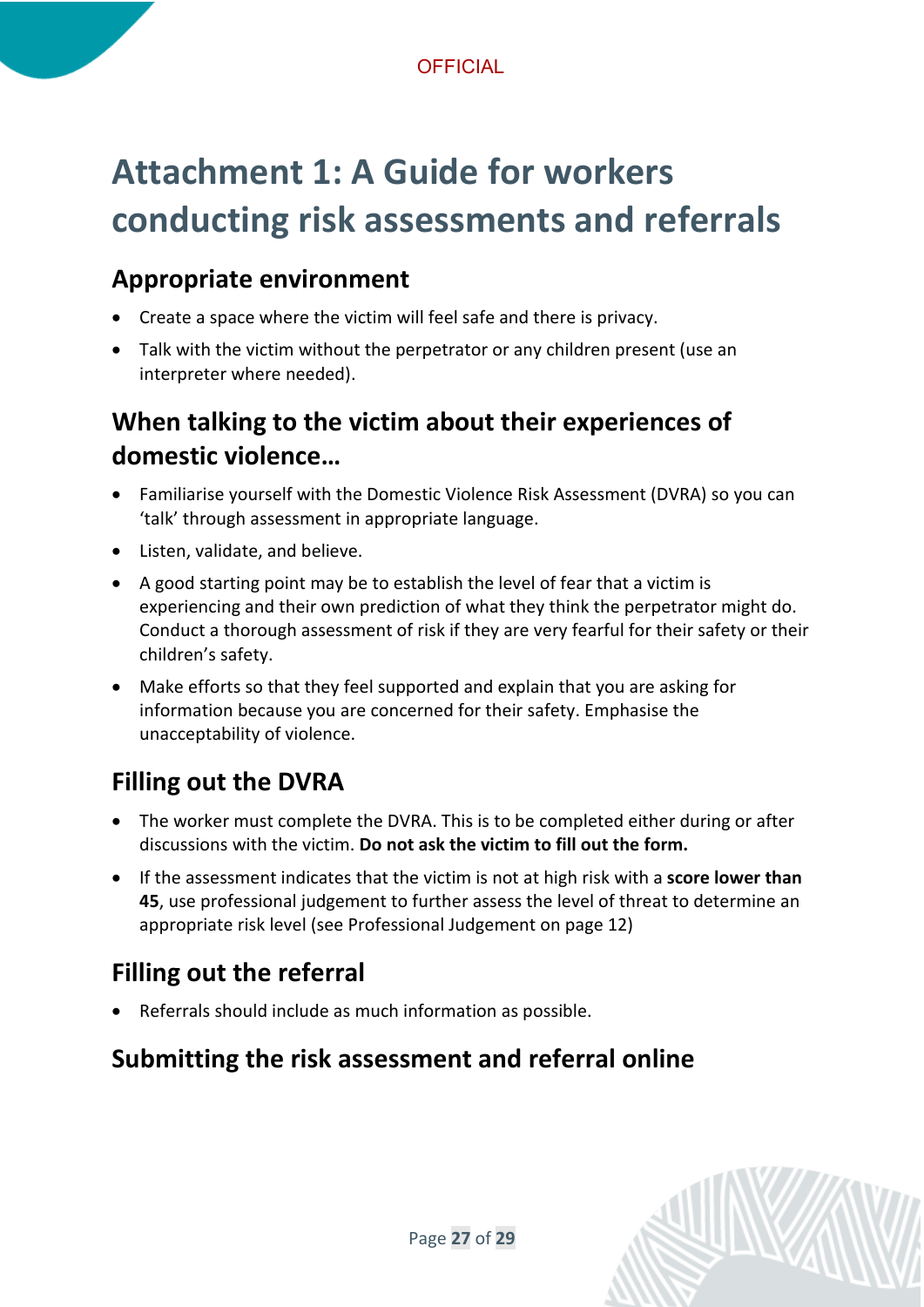# Attachment 1: A Guide for workers conducting risk assessments and referrals

## Appropriate environment

- Create a space where the victim will feel safe and there is privacy.
- Talk with the victim without the perpetrator or any children present (use an interpreter where needed).

## When talking to the victim about their experiences of domestic violence…

- Familiarise yourself with the Domestic Violence Risk Assessment (DVRA) so you can 'talk' through assessment in appropriate language.
- Listen, validate, and believe.
- A good starting point may be to establish the level of fear that a victim is experiencing and their own prediction of what they think the perpetrator might do. Conduct a thorough assessment of risk if they are very fearful for their safety or their children's safety.
- Make efforts so that they feel supported and explain that you are asking for information because you are concerned for their safety. Emphasise the unacceptability of violence.

## Filling out the DVRA

- The worker must complete the DVRA. This is to be completed either during or after discussions with the victim. **Do not ask the victim to fill out the form.**
- If the assessment indicates that the victim is not at high risk with a **score lower than 45**, use professional judgement to further assess the level of threat to determine an appropriate risk level (see Professional Judgement on page 12)

## Filling out the referral

- Referrals should include as much information as possible.

## Submitting the risk assessment and referral online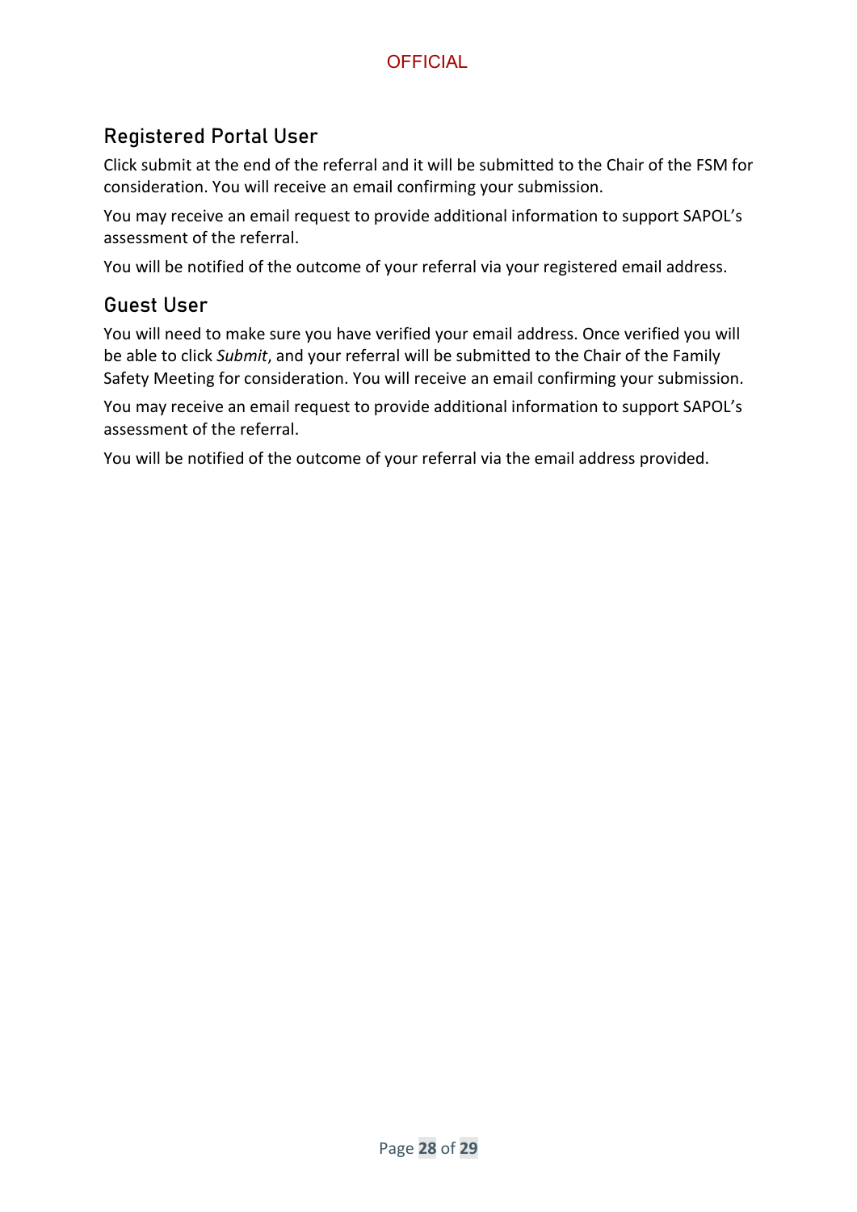## Registered Portal User

Click submit at the end of the referral and it will be submitted to the Chair of the FSM for consideration. You will receive an email confirming your submission.

You may receive an email request to provide additional information to support SAPOL's assessment of the referral.

You will be notified of the outcome of your referral via your registered email address.

## Guest User

You will need to make sure you have verified your email address. Once verified you will be able to click *Submit*, and your referral will be submitted to the Chair of the Family Safety Meeting for consideration. You will receive an email confirming your submission.

You may receive an email request to provide additional information to support SAPOL's assessment of the referral.

You will be notified of the outcome of your referral via the email address provided.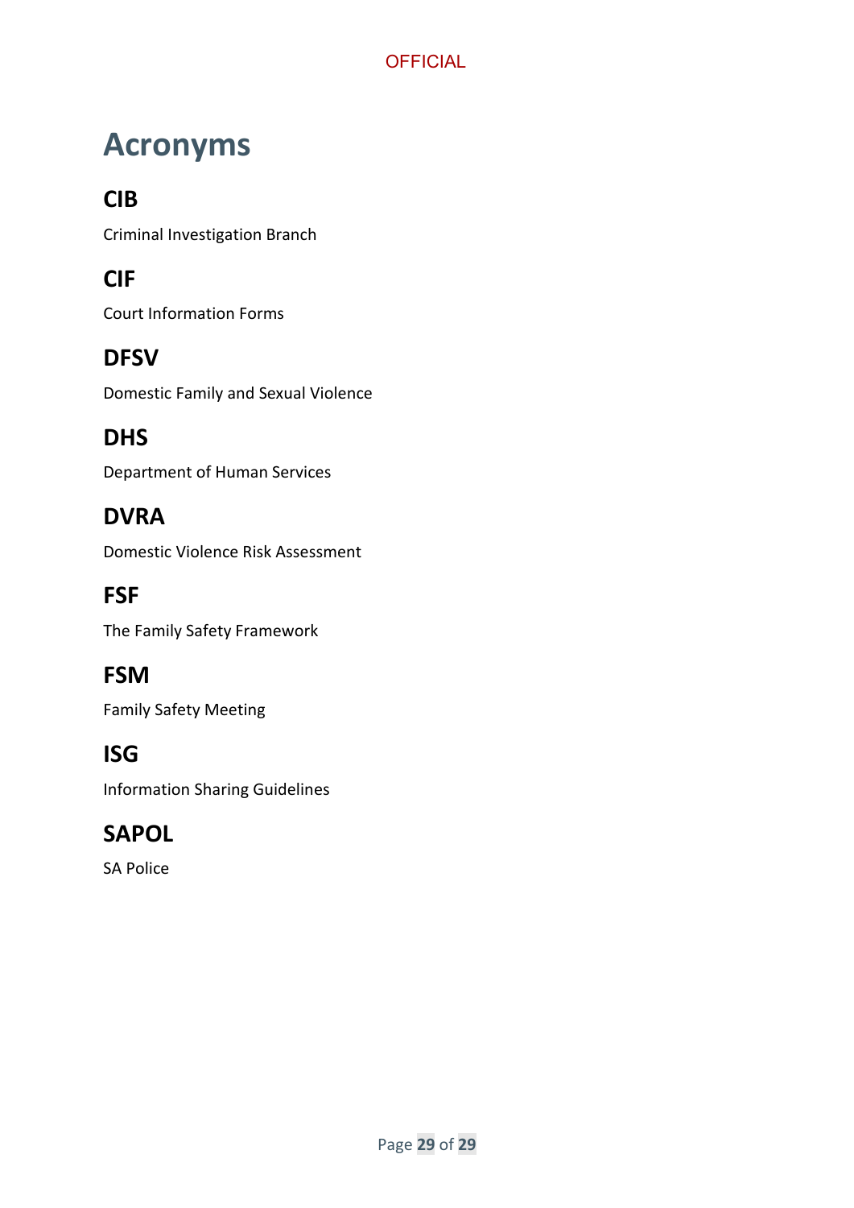# Acronyms

### CIB

Criminal Investigation Branch

### CIF

Court Information Forms

### DFSV

Domestic Family and Sexual Violence

### DHS

Department of Human Services

### DVRA

Domestic Violence Risk Assessment

### FSF

The Family Safety Framework

### FSM

Family Safety Meeting

### ISG

Information Sharing Guidelines

### SAPOL

SA Police